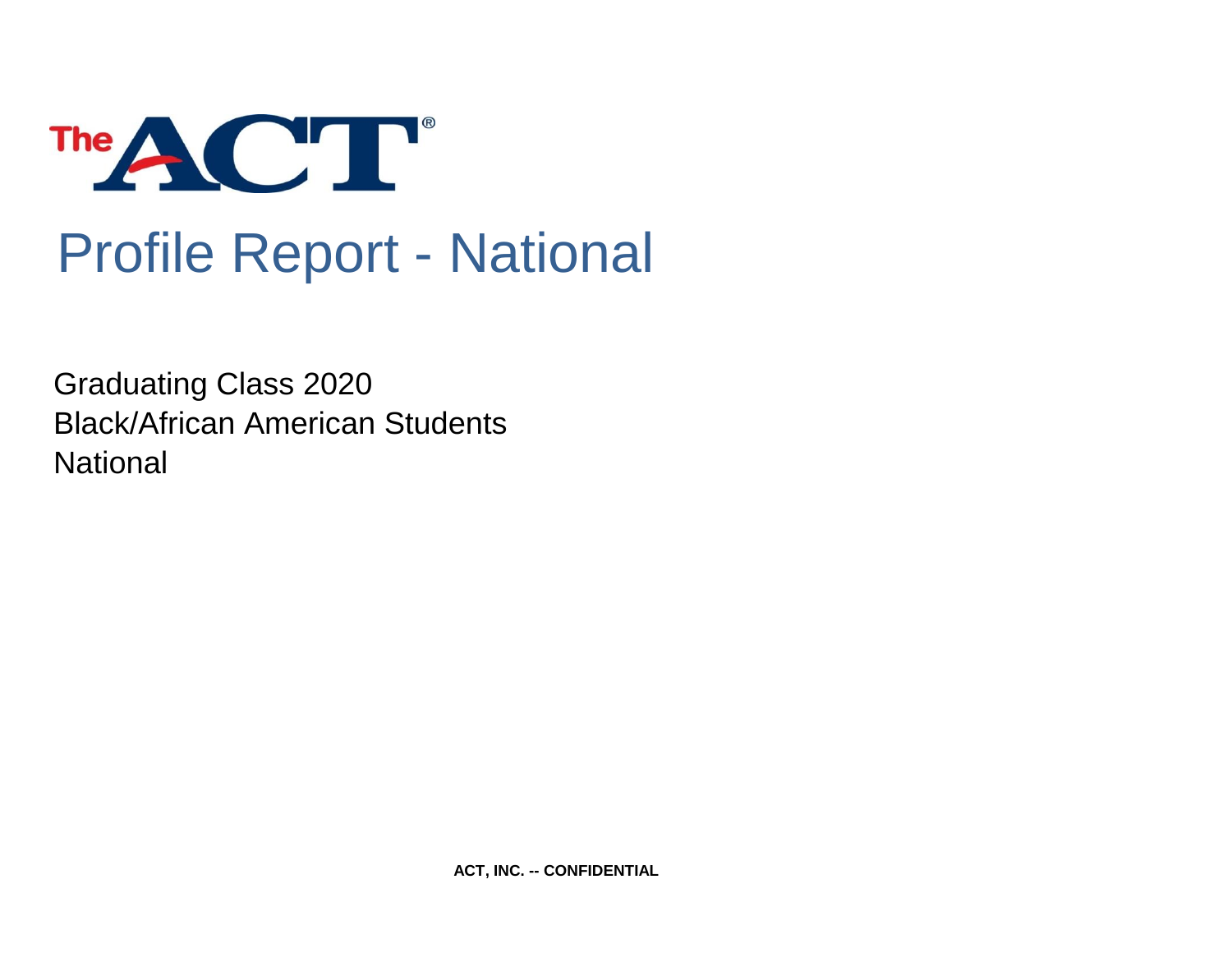The ACT®

# Profile Report - National

Graduating Class 2020
Black/African American Students
National

**ACT, INC. -- CONFIDENTIAL**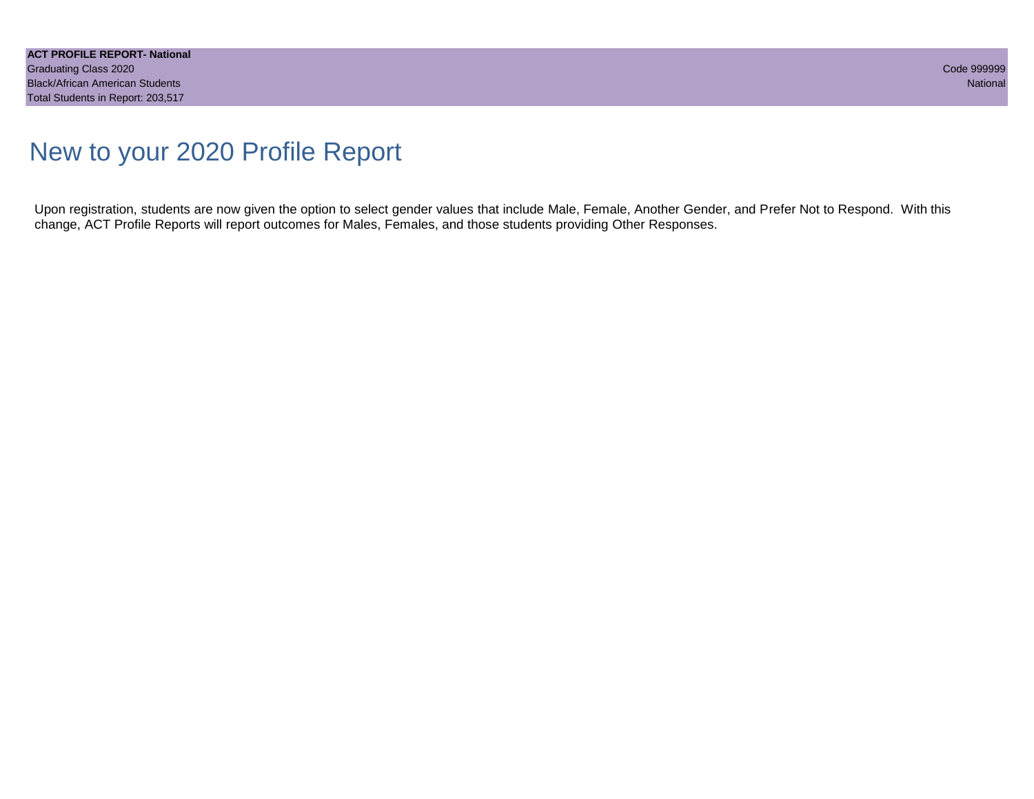# New to your 2020 Profile Report

Upon registration, students are now given the option to select gender values that include Male, Female, Another Gender, and Prefer Not to Respond. With this change, ACT Profile Reports will report outcomes for Males, Females, and those students providing Other Responses.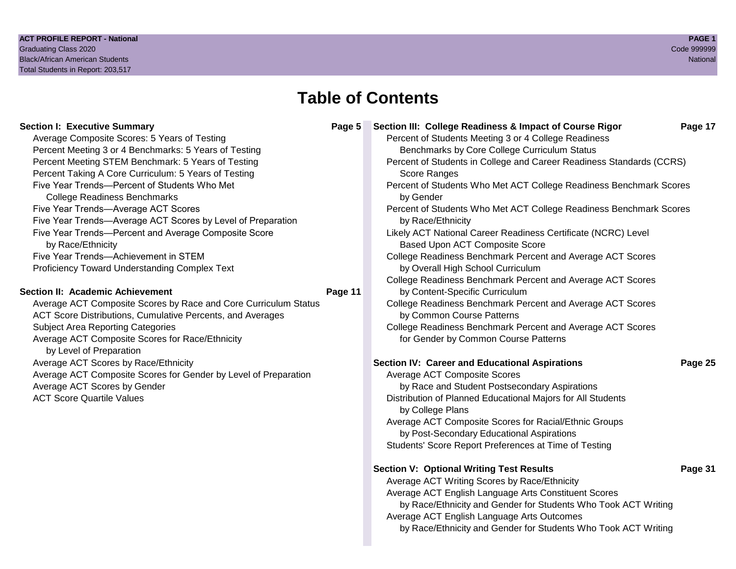# Table of Contents

## Section I: Executive Summary — Page 5

- Average Composite Scores: 5 Years of Testing
- Percent Meeting 3 or 4 Benchmarks: 5 Years of Testing
- Percent Meeting STEM Benchmark: 5 Years of Testing
- Percent Taking A Core Curriculum: 5 Years of Testing
- Five Year Trends—Percent of Students Who Met College Readiness Benchmarks
- Five Year Trends—Average ACT Scores
- Five Year Trends—Average ACT Scores by Level of Preparation
- Five Year Trends—Percent and Average Composite Score by Race/Ethnicity
- Five Year Trends—Achievement in STEM
- Proficiency Toward Understanding Complex Text

## Section II: Academic Achievement — Page 11

- Average ACT Composite Scores by Race and Core Curriculum Status
- ACT Score Distributions, Cumulative Percents, and Averages
- Subject Area Reporting Categories
- Average ACT Composite Scores for Race/Ethnicity by Level of Preparation
- Average ACT Scores by Race/Ethnicity
- Average ACT Composite Scores for Gender by Level of Preparation
- Average ACT Scores by Gender
- ACT Score Quartile Values

## Section III: College Readiness & Impact of Course Rigor — Page 17

- Percent of Students Meeting 3 or 4 College Readiness Benchmarks by Core College Curriculum Status
- Percent of Students in College and Career Readiness Standards (CCRS) Score Ranges
- Percent of Students Who Met ACT College Readiness Benchmark Scores by Gender
- Percent of Students Who Met ACT College Readiness Benchmark Scores by Race/Ethnicity
- Likely ACT National Career Readiness Certificate (NCRC) Level Based Upon ACT Composite Score
- College Readiness Benchmark Percent and Average ACT Scores by Overall High School Curriculum
- College Readiness Benchmark Percent and Average ACT Scores by Content-Specific Curriculum
- College Readiness Benchmark Percent and Average ACT Scores by Common Course Patterns
- College Readiness Benchmark Percent and Average ACT Scores for Gender by Common Course Patterns

## Section IV: Career and Educational Aspirations — Page 25

- Average ACT Composite Scores by Race and Student Postsecondary Aspirations
- Distribution of Planned Educational Majors for All Students by College Plans
- Average ACT Composite Scores for Racial/Ethnic Groups by Post-Secondary Educational Aspirations
- Students' Score Report Preferences at Time of Testing

## Section V: Optional Writing Test Results — Page 31

- Average ACT Writing Scores by Race/Ethnicity
- Average ACT English Language Arts Constituent Scores by Race/Ethnicity and Gender for Students Who Took ACT Writing
- Average ACT English Language Arts Outcomes by Race/Ethnicity and Gender for Students Who Took ACT Writing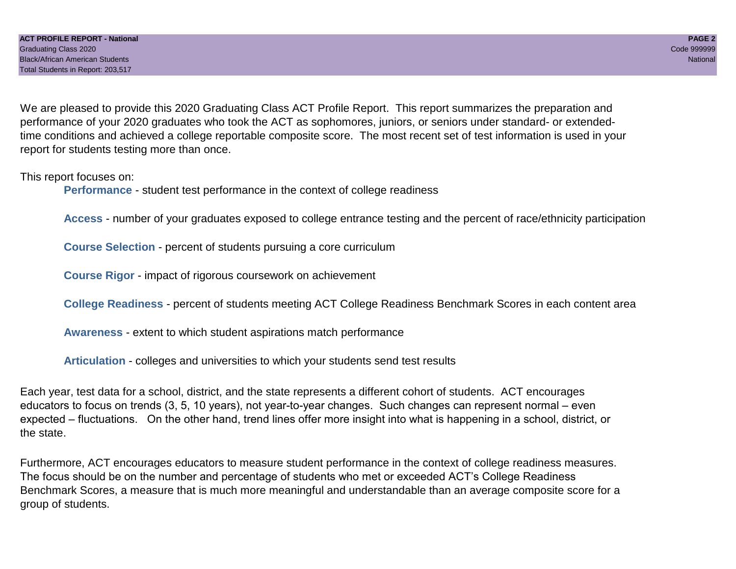We are pleased to provide this 2020 Graduating Class ACT Profile Report. This report summarizes the preparation and performance of your 2020 graduates who took the ACT as sophomores, juniors, or seniors under standard- or extended-time conditions and achieved a college reportable composite score. The most recent set of test information is used in your report for students testing more than once.

This report focuses on:

**Performance** - student test performance in the context of college readiness

**Access** - number of your graduates exposed to college entrance testing and the percent of race/ethnicity participation

**Course Selection** - percent of students pursuing a core curriculum

**Course Rigor** - impact of rigorous coursework on achievement

**College Readiness** - percent of students meeting ACT College Readiness Benchmark Scores in each content area

**Awareness** - extent to which student aspirations match performance

**Articulation** - colleges and universities to which your students send test results

Each year, test data for a school, district, and the state represents a different cohort of students. ACT encourages educators to focus on trends (3, 5, 10 years), not year-to-year changes. Such changes can represent normal – even expected – fluctuations. On the other hand, trend lines offer more insight into what is happening in a school, district, or the state.

Furthermore, ACT encourages educators to measure student performance in the context of college readiness measures. The focus should be on the number and percentage of students who met or exceeded ACT's College Readiness Benchmark Scores, a measure that is much more meaningful and understandable than an average composite score for a group of students.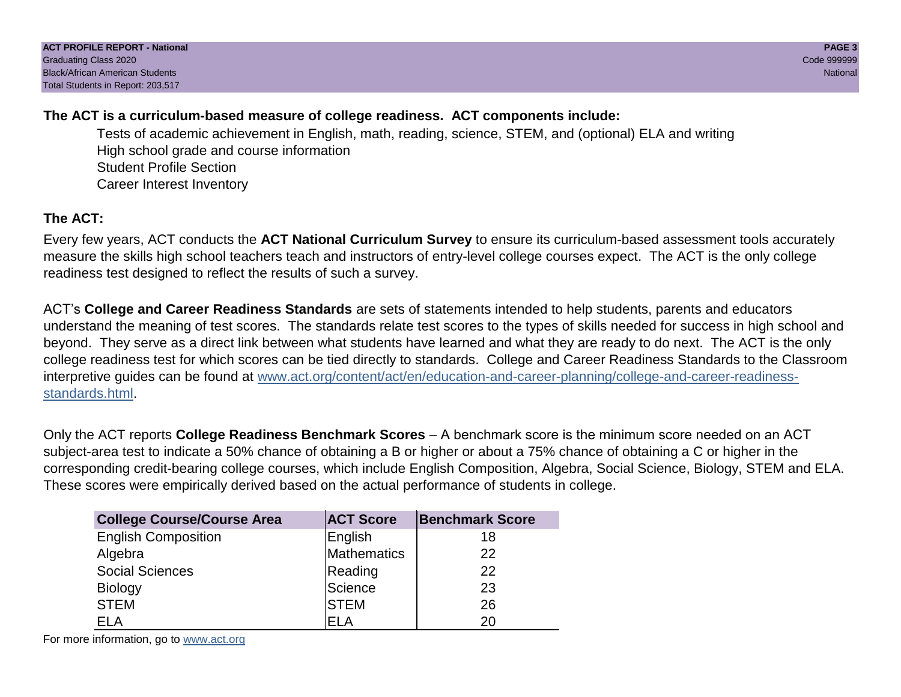**The ACT is a curriculum-based measure of college readiness.  ACT components include:**

Tests of academic achievement in English, math, reading, science, STEM, and (optional) ELA and writing
High school grade and course information
Student Profile Section
Career Interest Inventory

**The ACT:**

Every few years, ACT conducts the **ACT National Curriculum Survey** to ensure its curriculum-based assessment tools accurately measure the skills high school teachers teach and instructors of entry-level college courses expect.  The ACT is the only college readiness test designed to reflect the results of such a survey.

ACT's **College and Career Readiness Standards** are sets of statements intended to help students, parents and educators understand the meaning of test scores.  The standards relate test scores to the types of skills needed for success in high school and beyond.  They serve as a direct link between what students have learned and what they are ready to do next.  The ACT is the only college readiness test for which scores can be tied directly to standards.  College and Career Readiness Standards to the Classroom interpretive guides can be found at www.act.org/content/act/en/education-and-career-planning/college-and-career-readiness-standards.html.

Only the ACT reports **College Readiness Benchmark Scores** – A benchmark score is the minimum score needed on an ACT subject-area test to indicate a 50% chance of obtaining a B or higher or about a 75% chance of obtaining a C or higher in the corresponding credit-bearing college courses, which include English Composition, Algebra, Social Science, Biology, STEM and ELA.  These scores were empirically derived based on the actual performance of students in college.

| College Course/Course Area | ACT Score | Benchmark Score |
|---|---|---|
| English Composition | English | 18 |
| Algebra | Mathematics | 22 |
| Social Sciences | Reading | 22 |
| Biology | Science | 23 |
| STEM | STEM | 26 |
| ELA | ELA | 20 |

For more information, go to www.act.org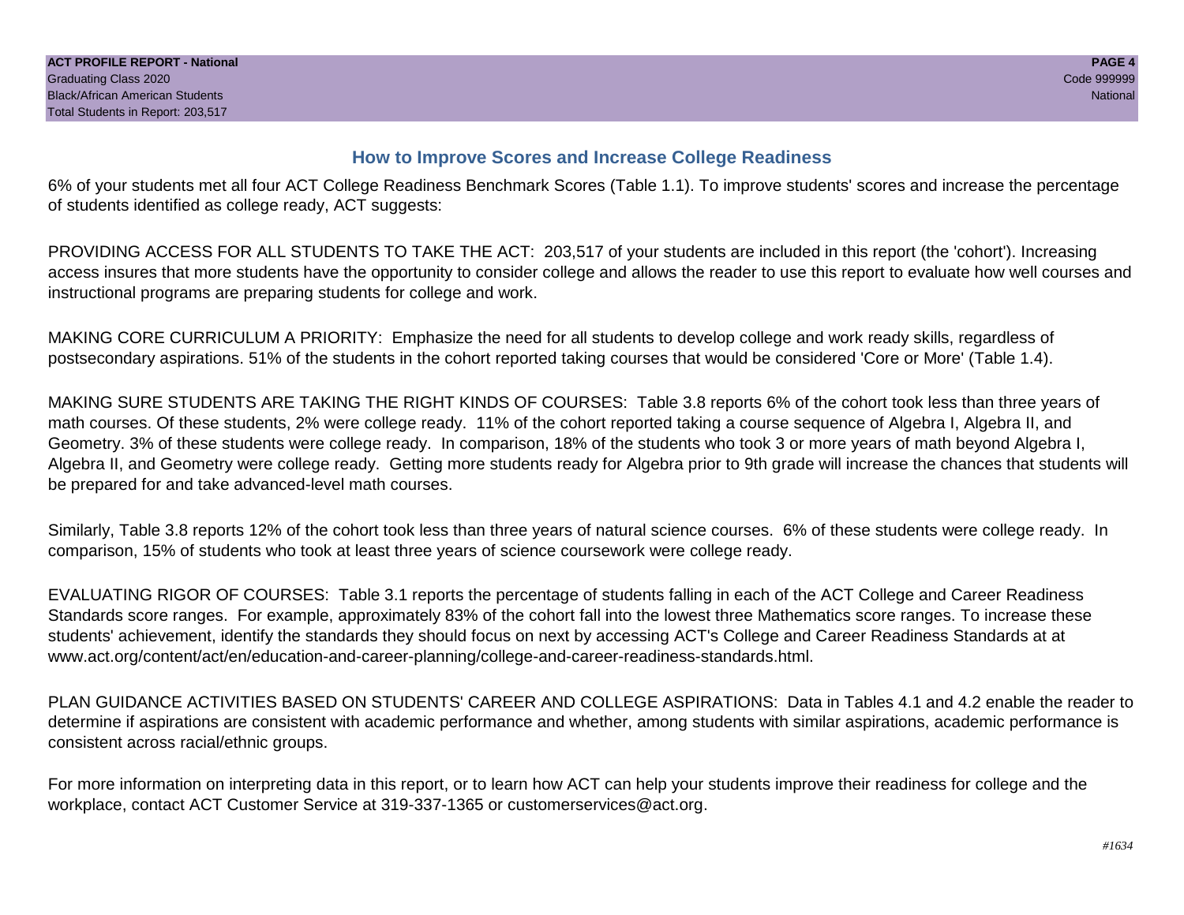## How to Improve Scores and Increase College Readiness

6% of your students met all four ACT College Readiness Benchmark Scores (Table 1.1). To improve students' scores and increase the percentage of students identified as college ready, ACT suggests:

PROVIDING ACCESS FOR ALL STUDENTS TO TAKE THE ACT: 203,517 of your students are included in this report (the 'cohort'). Increasing access insures that more students have the opportunity to consider college and allows the reader to use this report to evaluate how well courses and instructional programs are preparing students for college and work.

MAKING CORE CURRICULUM A PRIORITY: Emphasize the need for all students to develop college and work ready skills, regardless of postsecondary aspirations. 51% of the students in the cohort reported taking courses that would be considered 'Core or More' (Table 1.4).

MAKING SURE STUDENTS ARE TAKING THE RIGHT KINDS OF COURSES: Table 3.8 reports 6% of the cohort took less than three years of math courses. Of these students, 2% were college ready. 11% of the cohort reported taking a course sequence of Algebra I, Algebra II, and Geometry. 3% of these students were college ready. In comparison, 18% of the students who took 3 or more years of math beyond Algebra I, Algebra II, and Geometry were college ready. Getting more students ready for Algebra prior to 9th grade will increase the chances that students will be prepared for and take advanced-level math courses.

Similarly, Table 3.8 reports 12% of the cohort took less than three years of natural science courses. 6% of these students were college ready. In comparison, 15% of students who took at least three years of science coursework were college ready.

EVALUATING RIGOR OF COURSES: Table 3.1 reports the percentage of students falling in each of the ACT College and Career Readiness Standards score ranges. For example, approximately 83% of the cohort fall into the lowest three Mathematics score ranges. To increase these students' achievement, identify the standards they should focus on next by accessing ACT's College and Career Readiness Standards at at www.act.org/content/act/en/education-and-career-planning/college-and-career-readiness-standards.html.

PLAN GUIDANCE ACTIVITIES BASED ON STUDENTS' CAREER AND COLLEGE ASPIRATIONS: Data in Tables 4.1 and 4.2 enable the reader to determine if aspirations are consistent with academic performance and whether, among students with similar aspirations, academic performance is consistent across racial/ethnic groups.

For more information on interpreting data in this report, or to learn how ACT can help your students improve their readiness for college and the workplace, contact ACT Customer Service at 319-337-1365 or customerservices@act.org.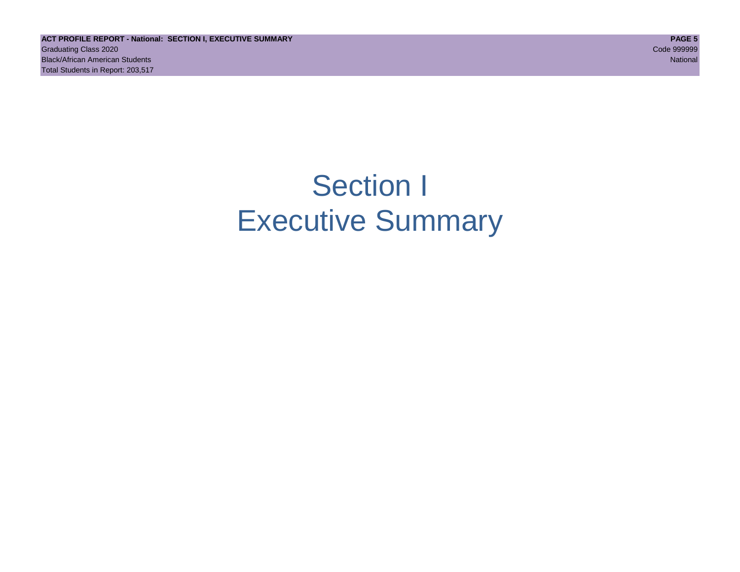# Section I
# Executive Summary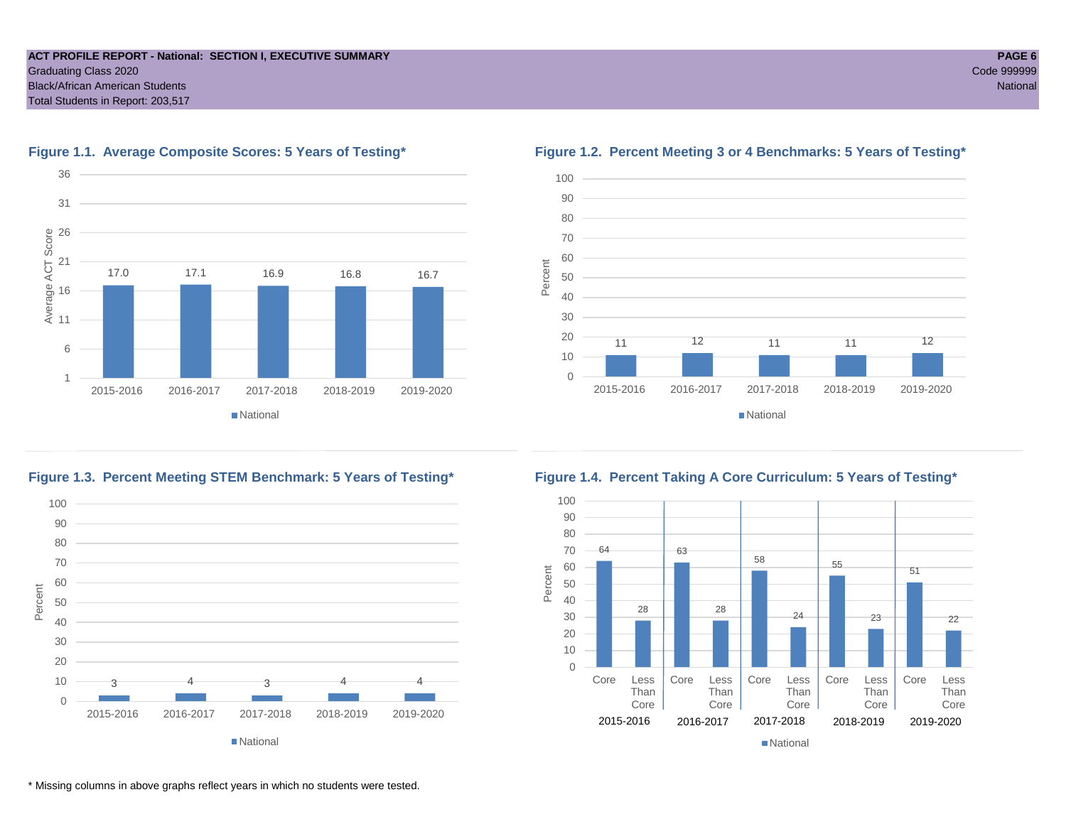ACT PROFILE REPORT - National: SECTION I, EXECUTIVE SUMMARY
Graduating Class 2020
Black/African American Students
Total Students in Report: 203,517

Code 999999
National

### Figure 1.1. Average Composite Scores: 5 Years of Testing*

| | 2015-2016 | 2016-2017 | 2017-2018 | 2018-2019 | 2019-2020 |
|---|---|---|---|---|---|
| National (Average ACT Score) | 17.0 | 17.1 | 16.9 | 16.8 | 16.7 |

### Figure 1.2. Percent Meeting 3 or 4 Benchmarks: 5 Years of Testing*

| | 2015-2016 | 2016-2017 | 2017-2018 | 2018-2019 | 2019-2020 |
|---|---|---|---|---|---|
| National (Percent) | 11 | 12 | 11 | 11 | 12 |

### Figure 1.3. Percent Meeting STEM Benchmark: 5 Years of Testing*

| | 2015-2016 | 2016-2017 | 2017-2018 | 2018-2019 | 2019-2020 |
|---|---|---|---|---|---|
| National (Percent) | 3 | 4 | 3 | 4 | 4 |

### Figure 1.4. Percent Taking A Core Curriculum: 5 Years of Testing*

| | 2015-2016 | | 2016-2017 | | 2017-2018 | | 2018-2019 | | 2019-2020 | |
|---|---|---|---|---|---|---|---|---|---|---|
| | Core | Less Than Core | Core | Less Than Core | Core | Less Than Core | Core | Less Than Core | Core | Less Than Core |
| National (Percent) | 64 | 28 | 63 | 28 | 58 | 24 | 55 | 23 | 51 | 22 |

* Missing columns in above graphs reflect years in which no students were tested.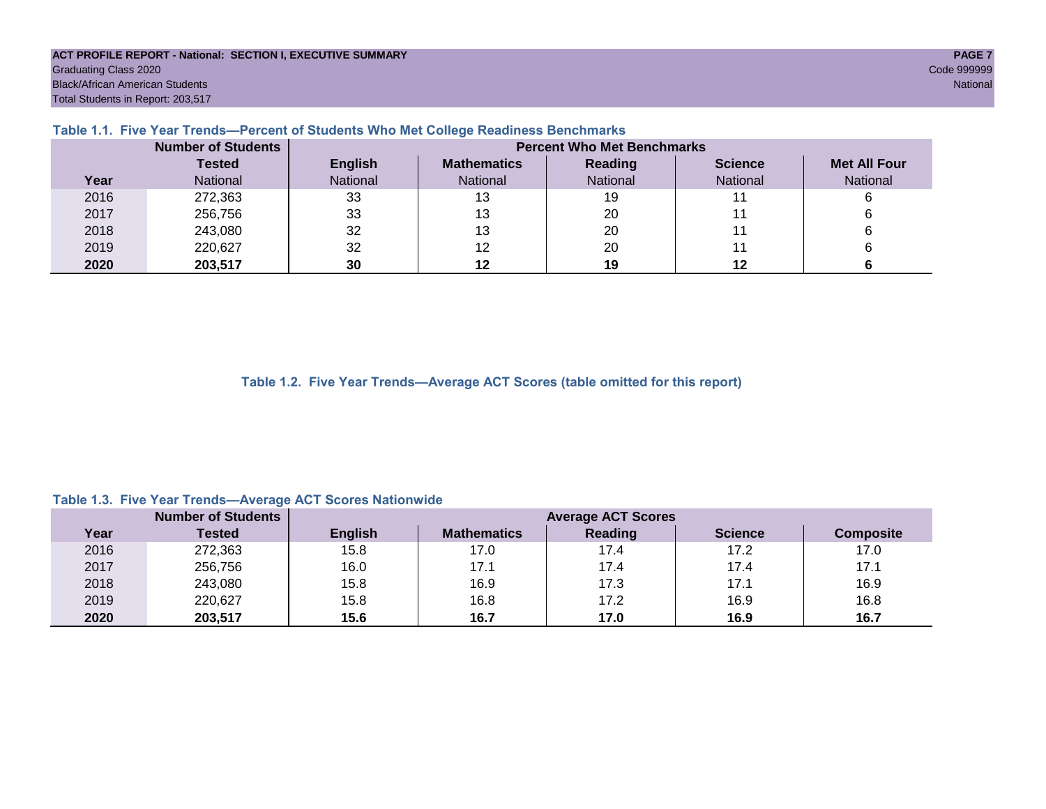**ACT PROFILE REPORT - National: SECTION I, EXECUTIVE SUMMARY**
Graduating Class 2020
Black/African American Students
Total Students in Report: 203,517

Code 999999
National

### Table 1.1. Five Year Trends—Percent of Students Who Met College Readiness Benchmarks

| | Number of Students | Percent Who Met Benchmarks | | | | |
|---|---|---|---|---|---|---|
| | Tested | English | Mathematics | Reading | Science | Met All Four |
| Year | National | National | National | National | National | National |
| 2016 | 272,363 | 33 | 13 | 19 | 11 | 6 |
| 2017 | 256,756 | 33 | 13 | 20 | 11 | 6 |
| 2018 | 243,080 | 32 | 13 | 20 | 11 | 6 |
| 2019 | 220,627 | 32 | 12 | 20 | 11 | 6 |
| **2020** | **203,517** | **30** | **12** | **19** | **12** | **6** |

### Table 1.2. Five Year Trends—Average ACT Scores (table omitted for this report)

### Table 1.3. Five Year Trends—Average ACT Scores Nationwide

| | Number of Students | Average ACT Scores | | | | |
|---|---|---|---|---|---|---|
| Year | Tested | English | Mathematics | Reading | Science | Composite |
| 2016 | 272,363 | 15.8 | 17.0 | 17.4 | 17.2 | 17.0 |
| 2017 | 256,756 | 16.0 | 17.1 | 17.4 | 17.4 | 17.1 |
| 2018 | 243,080 | 15.8 | 16.9 | 17.3 | 17.1 | 16.9 |
| 2019 | 220,627 | 15.8 | 16.8 | 17.2 | 16.9 | 16.8 |
| **2020** | **203,517** | **15.6** | **16.7** | **17.0** | **16.9** | **16.7** |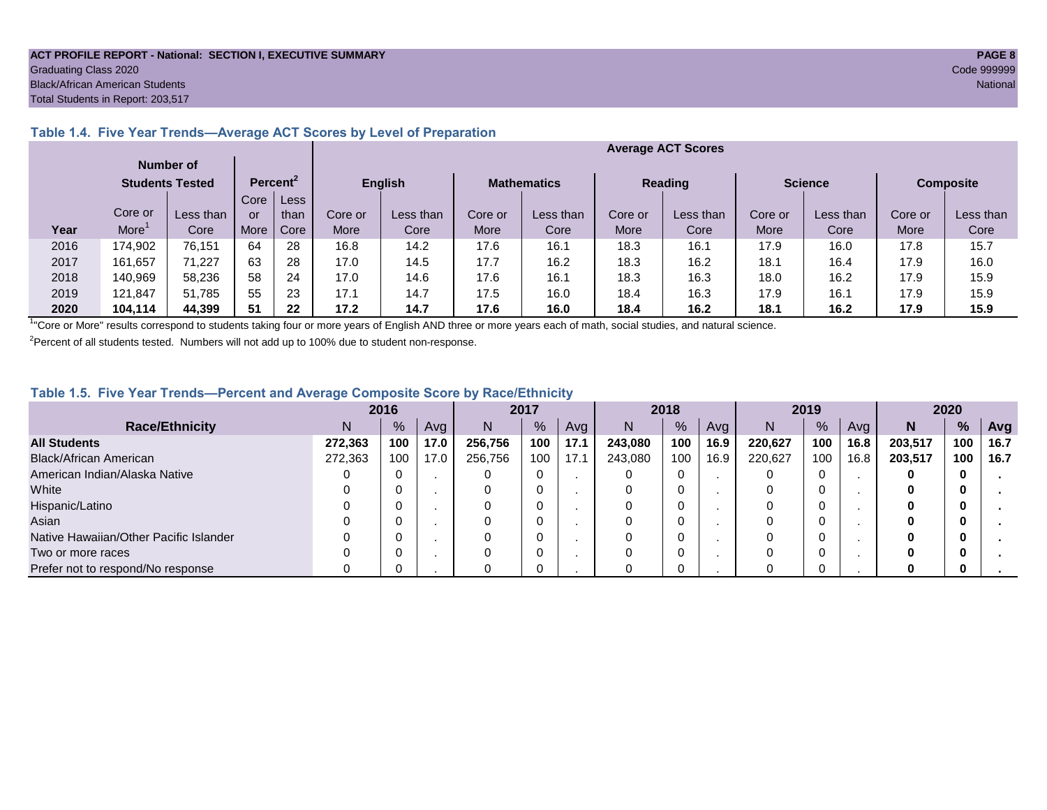ACT PROFILE REPORT - National: SECTION I, EXECUTIVE SUMMARY

Graduating Class 2020

Black/African American Students

Total Students in Report: 203,517

Code 999999

National

### Table 1.4. Five Year Trends—Average ACT Scores by Level of Preparation

| | Number of Students Tested | | Percent[2] | | Average ACT Scores | | | | | | | | | |
|---|---|---|---|---|---|---|---|---|---|---|---|---|---|---|
| | | | | | English | | Mathematics | | Reading | | Science | | Composite | |
| Year | Core or More[1] | Less than Core | Core or More | Less than Core | Core or More | Less than Core | Core or More | Less than Core | Core or More | Less than Core | Core or More | Less than Core | Core or More | Less than Core |
| 2016 | 174,902 | 76,151 | 64 | 28 | 16.8 | 14.2 | 17.6 | 16.1 | 18.3 | 16.1 | 17.9 | 16.0 | 17.8 | 15.7 |
| 2017 | 161,657 | 71,227 | 63 | 28 | 17.0 | 14.5 | 17.7 | 16.2 | 18.3 | 16.2 | 18.1 | 16.4 | 17.9 | 16.0 |
| 2018 | 140,969 | 58,236 | 58 | 24 | 17.0 | 14.6 | 17.6 | 16.1 | 18.3 | 16.3 | 18.0 | 16.2 | 17.9 | 15.9 |
| 2019 | 121,847 | 51,785 | 55 | 23 | 17.1 | 14.7 | 17.5 | 16.0 | 18.4 | 16.3 | 17.9 | 16.1 | 17.9 | 15.9 |
| **2020** | **104,114** | **44,399** | **51** | **22** | **17.2** | **14.7** | **17.6** | **16.0** | **18.4** | **16.2** | **18.1** | **16.2** | **17.9** | **15.9** |

[1]"Core or More" results correspond to students taking four or more years of English AND three or more years each of math, social studies, and natural science.

[2]Percent of all students tested. Numbers will not add up to 100% due to student non-response.

### Table 1.5. Five Year Trends—Percent and Average Composite Score by Race/Ethnicity

| | 2016 | | | 2017 | | | 2018 | | | 2019 | | | 2020 | | |
|---|---|---|---|---|---|---|---|---|---|---|---|---|---|---|---|
| Race/Ethnicity | N | % | Avg | N | % | Avg | N | % | Avg | N | % | Avg | **N** | **%** | **Avg** |
| **All Students** | **272,363** | **100** | **17.0** | **256,756** | **100** | **17.1** | **243,080** | **100** | **16.9** | **220,627** | **100** | **16.8** | **203,517** | **100** | **16.7** |
| Black/African American | 272,363 | 100 | 17.0 | 256,756 | 100 | 17.1 | 243,080 | 100 | 16.9 | 220,627 | 100 | 16.8 | **203,517** | **100** | **16.7** |
| American Indian/Alaska Native | 0 | 0 | . | 0 | 0 | . | 0 | 0 | . | 0 | 0 | . | **0** | **0** | **.** |
| White | 0 | 0 | . | 0 | 0 | . | 0 | 0 | . | 0 | 0 | . | **0** | **0** | **.** |
| Hispanic/Latino | 0 | 0 | . | 0 | 0 | . | 0 | 0 | . | 0 | 0 | . | **0** | **0** | **.** |
| Asian | 0 | 0 | . | 0 | 0 | . | 0 | 0 | . | 0 | 0 | . | **0** | **0** | **.** |
| Native Hawaiian/Other Pacific Islander | 0 | 0 | . | 0 | 0 | . | 0 | 0 | . | 0 | 0 | . | **0** | **0** | **.** |
| Two or more races | 0 | 0 | . | 0 | 0 | . | 0 | 0 | . | 0 | 0 | . | **0** | **0** | **.** |
| Prefer not to respond/No response | 0 | 0 | . | 0 | 0 | . | 0 | 0 | . | 0 | 0 | . | **0** | **0** | **.** |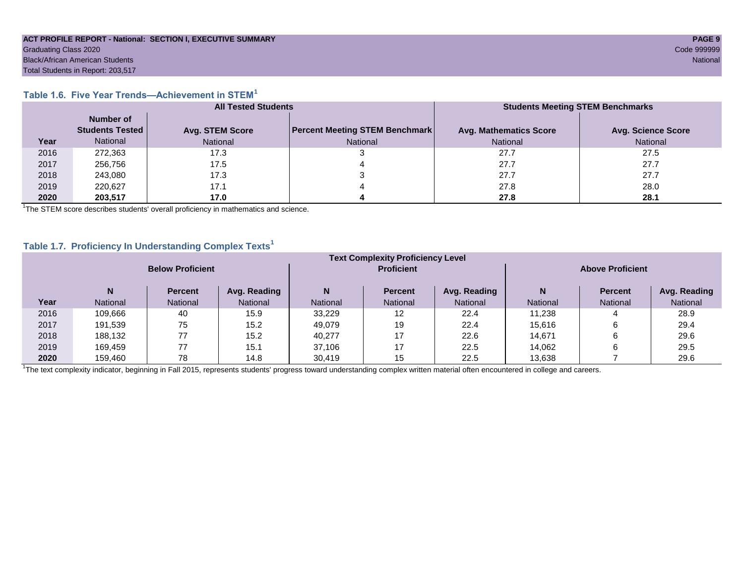**ACT PROFILE REPORT - National: SECTION I, EXECUTIVE SUMMARY**
Graduating Class 2020
Black/African American Students
Total Students in Report: 203,517

Code 999999
National

### Table 1.6. Five Year Trends—Achievement in STEM[1]

| | All Tested Students | | | Students Meeting STEM Benchmarks | |
|---|---|---|---|---|---|
| Year | Number of Students Tested National | Avg. STEM Score National | Percent Meeting STEM Benchmark National | Avg. Mathematics Score National | Avg. Science Score National |
| 2016 | 272,363 | 17.3 | 3 | 27.7 | 27.5 |
| 2017 | 256,756 | 17.5 | 4 | 27.7 | 27.7 |
| 2018 | 243,080 | 17.3 | 3 | 27.7 | 27.7 |
| 2019 | 220,627 | 17.1 | 4 | 27.8 | 28.0 |
| **2020** | **203,517** | **17.0** | **4** | **27.8** | **28.1** |

[1]The STEM score describes students' overall proficiency in mathematics and science.

### Table 1.7. Proficiency In Understanding Complex Texts[1]

| | Text Complexity Proficiency Level | | | | | | | | |
|---|---|---|---|---|---|---|---|---|---|
| | Below Proficient | | | Proficient | | | Above Proficient | | |
| Year | N National | Percent National | Avg. Reading National | N National | Percent National | Avg. Reading National | N National | Percent National | Avg. Reading National |
| 2016 | 109,666 | 40 | 15.9 | 33,229 | 12 | 22.4 | 11,238 | 4 | 28.9 |
| 2017 | 191,539 | 75 | 15.2 | 49,079 | 19 | 22.4 | 15,616 | 6 | 29.4 |
| 2018 | 188,132 | 77 | 15.2 | 40,277 | 17 | 22.6 | 14,671 | 6 | 29.6 |
| 2019 | 169,459 | 77 | 15.1 | 37,106 | 17 | 22.5 | 14,062 | 6 | 29.5 |
| **2020** | 159,460 | 78 | 14.8 | 30,419 | 15 | 22.5 | 13,638 | 7 | 29.6 |

[1]The text complexity indicator, beginning in Fall 2015, represents students' progress toward understanding complex written material often encountered in college and careers.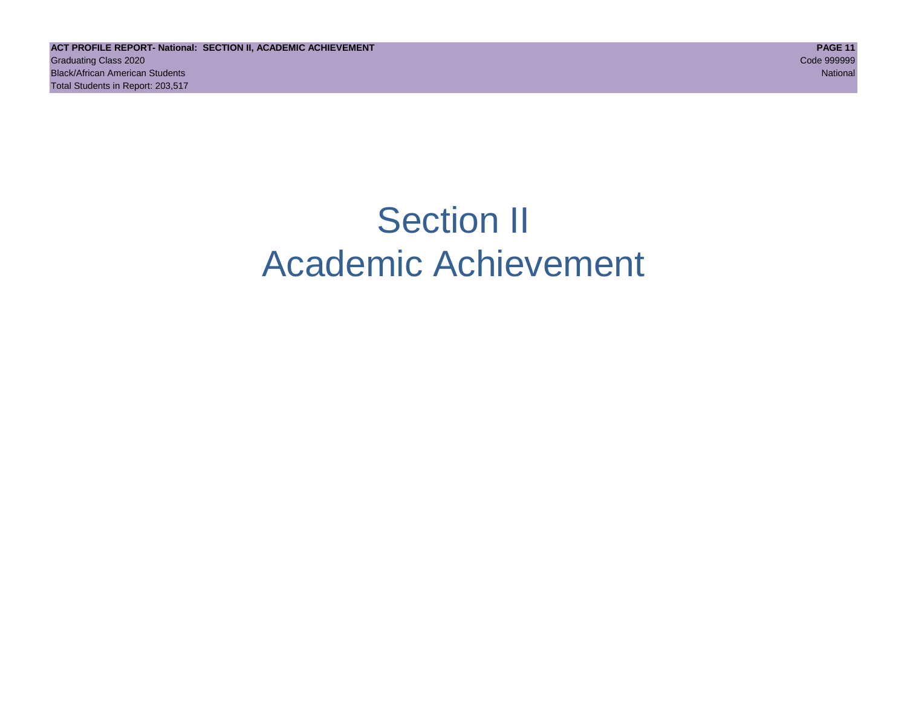# Section II
# Academic Achievement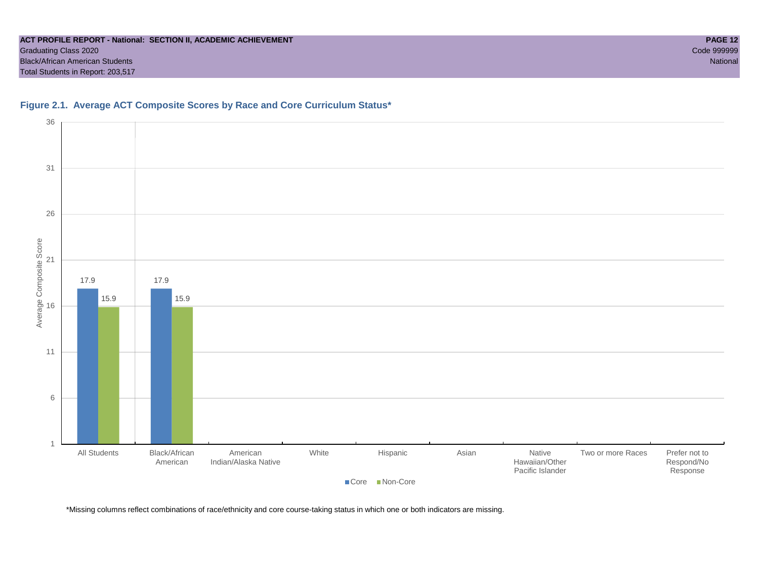**ACT PROFILE REPORT - National: SECTION II, ACADEMIC ACHIEVEMENT**
Graduating Class 2020
Black/African American Students
Total Students in Report: 203,517

Code 999999
National

### Figure 2.1. Average ACT Composite Scores by Race and Core Curriculum Status*

| | Core | Non-Core |
|---|---|---|
| All Students | 17.9 | 15.9 |
| Black/African American | 17.9 | 15.9 |
| American Indian/Alaska Native | | |
| White | | |
| Hispanic | | |
| Asian | | |
| Native Hawaiian/Other Pacific Islander | | |
| Two or more Races | | |
| Prefer not to Respond/No Response | | |

*Missing columns reflect combinations of race/ethnicity and core course-taking status in which one or both indicators are missing.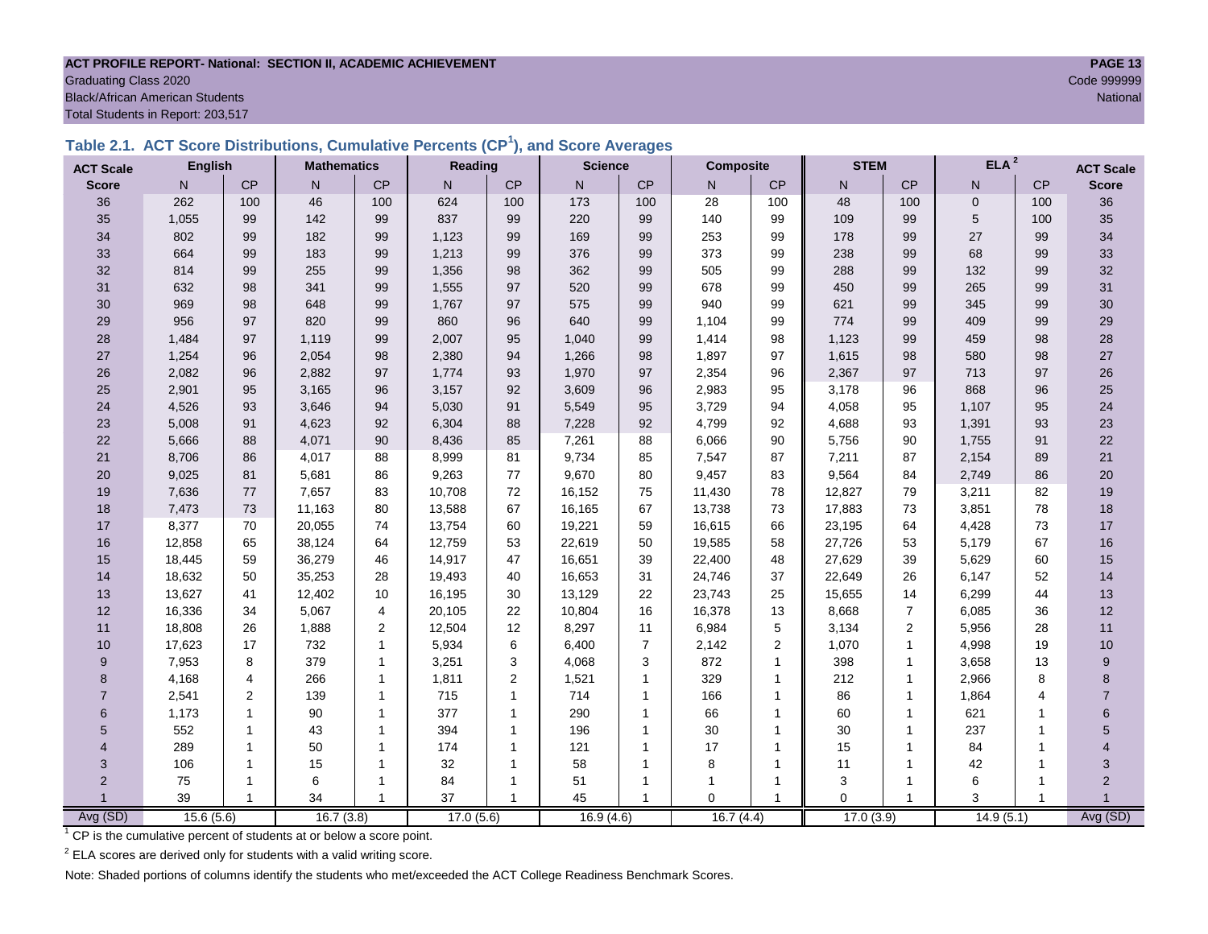**ACT PROFILE REPORT- National: SECTION II, ACADEMIC ACHIEVEMENT**

Graduating Class 2020

Code 999999

Black/African American Students

National

Total Students in Report: 203,517

### Table 2.1. ACT Score Distributions, Cumulative Percents (CP[1]), and Score Averages

| ACT Scale | English | | Mathematics | | Reading | | Science | | Composite | | STEM | | ELA[2] | | ACT Scale |
|---|---|---|---|---|---|---|---|---|---|---|---|---|---|---|---|
| Score | N | CP | N | CP | N | CP | N | CP | N | CP | N | CP | N | CP | Score |
| 36 | 262 | 100 | 46 | 100 | 624 | 100 | 173 | 100 | 28 | 100 | 48 | 100 | 0 | 100 | 36 |
| 35 | 1,055 | 99 | 142 | 99 | 837 | 99 | 220 | 99 | 140 | 99 | 109 | 99 | 5 | 100 | 35 |
| 34 | 802 | 99 | 182 | 99 | 1,123 | 99 | 169 | 99 | 253 | 99 | 178 | 99 | 27 | 99 | 34 |
| 33 | 664 | 99 | 183 | 99 | 1,213 | 99 | 376 | 99 | 373 | 99 | 238 | 99 | 68 | 99 | 33 |
| 32 | 814 | 99 | 255 | 99 | 1,356 | 98 | 362 | 99 | 505 | 99 | 288 | 99 | 132 | 99 | 32 |
| 31 | 632 | 98 | 341 | 99 | 1,555 | 97 | 520 | 99 | 678 | 99 | 450 | 99 | 265 | 99 | 31 |
| 30 | 969 | 98 | 648 | 99 | 1,767 | 97 | 575 | 99 | 940 | 99 | 621 | 99 | 345 | 99 | 30 |
| 29 | 956 | 97 | 820 | 99 | 860 | 96 | 640 | 99 | 1,104 | 99 | 774 | 99 | 409 | 99 | 29 |
| 28 | 1,484 | 97 | 1,119 | 99 | 2,007 | 95 | 1,040 | 99 | 1,414 | 98 | 1,123 | 99 | 459 | 98 | 28 |
| 27 | 1,254 | 96 | 2,054 | 98 | 2,380 | 94 | 1,266 | 98 | 1,897 | 97 | 1,615 | 98 | 580 | 98 | 27 |
| 26 | 2,082 | 96 | 2,882 | 97 | 1,774 | 93 | 1,970 | 97 | 2,354 | 96 | 2,367 | 97 | 713 | 97 | 26 |
| 25 | 2,901 | 95 | 3,165 | 96 | 3,157 | 92 | 3,609 | 96 | 2,983 | 95 | 3,178 | 96 | 868 | 96 | 25 |
| 24 | 4,526 | 93 | 3,646 | 94 | 5,030 | 91 | 5,549 | 95 | 3,729 | 94 | 4,058 | 95 | 1,107 | 95 | 24 |
| 23 | 5,008 | 91 | 4,623 | 92 | 6,304 | 88 | 7,228 | 92 | 4,799 | 92 | 4,688 | 93 | 1,391 | 93 | 23 |
| 22 | 5,666 | 88 | 4,071 | 90 | 8,436 | 85 | 7,261 | 88 | 6,066 | 90 | 5,756 | 90 | 1,755 | 91 | 22 |
| 21 | 8,706 | 86 | 4,017 | 88 | 8,999 | 81 | 9,734 | 85 | 7,547 | 87 | 7,211 | 87 | 2,154 | 89 | 21 |
| 20 | 9,025 | 81 | 5,681 | 86 | 9,263 | 77 | 9,670 | 80 | 9,457 | 83 | 9,564 | 84 | 2,749 | 86 | 20 |
| 19 | 7,636 | 77 | 7,657 | 83 | 10,708 | 72 | 16,152 | 75 | 11,430 | 78 | 12,827 | 79 | 3,211 | 82 | 19 |
| 18 | 7,473 | 73 | 11,163 | 80 | 13,588 | 67 | 16,165 | 67 | 13,738 | 73 | 17,883 | 73 | 3,851 | 78 | 18 |
| 17 | 8,377 | 70 | 20,055 | 74 | 13,754 | 60 | 19,221 | 59 | 16,615 | 66 | 23,195 | 64 | 4,428 | 73 | 17 |
| 16 | 12,858 | 65 | 38,124 | 64 | 12,759 | 53 | 22,619 | 50 | 19,585 | 58 | 27,726 | 53 | 5,179 | 67 | 16 |
| 15 | 18,445 | 59 | 36,279 | 46 | 14,917 | 47 | 16,651 | 39 | 22,400 | 48 | 27,629 | 39 | 5,629 | 60 | 15 |
| 14 | 18,632 | 50 | 35,253 | 28 | 19,493 | 40 | 16,653 | 31 | 24,746 | 37 | 22,649 | 26 | 6,147 | 52 | 14 |
| 13 | 13,627 | 41 | 12,402 | 10 | 16,195 | 30 | 13,129 | 22 | 23,743 | 25 | 15,655 | 14 | 6,299 | 44 | 13 |
| 12 | 16,336 | 34 | 5,067 | 4 | 20,105 | 22 | 10,804 | 16 | 16,378 | 13 | 8,668 | 7 | 6,085 | 36 | 12 |
| 11 | 18,808 | 26 | 1,888 | 2 | 12,504 | 12 | 8,297 | 11 | 6,984 | 5 | 3,134 | 2 | 5,956 | 28 | 11 |
| 10 | 17,623 | 17 | 732 | 1 | 5,934 | 6 | 6,400 | 7 | 2,142 | 2 | 1,070 | 1 | 4,998 | 19 | 10 |
| 9 | 7,953 | 8 | 379 | 1 | 3,251 | 3 | 4,068 | 3 | 872 | 1 | 398 | 1 | 3,658 | 13 | 9 |
| 8 | 4,168 | 4 | 266 | 1 | 1,811 | 2 | 1,521 | 1 | 329 | 1 | 212 | 1 | 2,966 | 8 | 8 |
| 7 | 2,541 | 2 | 139 | 1 | 715 | 1 | 714 | 1 | 166 | 1 | 86 | 1 | 1,864 | 4 | 7 |
| 6 | 1,173 | 1 | 90 | 1 | 377 | 1 | 290 | 1 | 66 | 1 | 60 | 1 | 621 | 1 | 6 |
| 5 | 552 | 1 | 43 | 1 | 394 | 1 | 196 | 1 | 30 | 1 | 30 | 1 | 237 | 1 | 5 |
| 4 | 289 | 1 | 50 | 1 | 174 | 1 | 121 | 1 | 17 | 1 | 15 | 1 | 84 | 1 | 4 |
| 3 | 106 | 1 | 15 | 1 | 32 | 1 | 58 | 1 | 8 | 1 | 11 | 1 | 42 | 1 | 3 |
| 2 | 75 | 1 | 6 | 1 | 84 | 1 | 51 | 1 | 1 | 1 | 3 | 1 | 6 | 1 | 2 |
| 1 | 39 | 1 | 34 | 1 | 37 | 1 | 45 | 1 | 0 | 1 | 0 | 1 | 3 | 1 | 1 |
| Avg (SD) | 15.6 (5.6) | | 16.7 (3.8) | | 17.0 (5.6) | | 16.9 (4.6) | | 16.7 (4.4) | | 17.0 (3.9) | | 14.9 (5.1) | | Avg (SD) |

[1] CP is the cumulative percent of students at or below a score point.

[2] ELA scores are derived only for students with a valid writing score.

Note: Shaded portions of columns identify the students who met/exceeded the ACT College Readiness Benchmark Scores.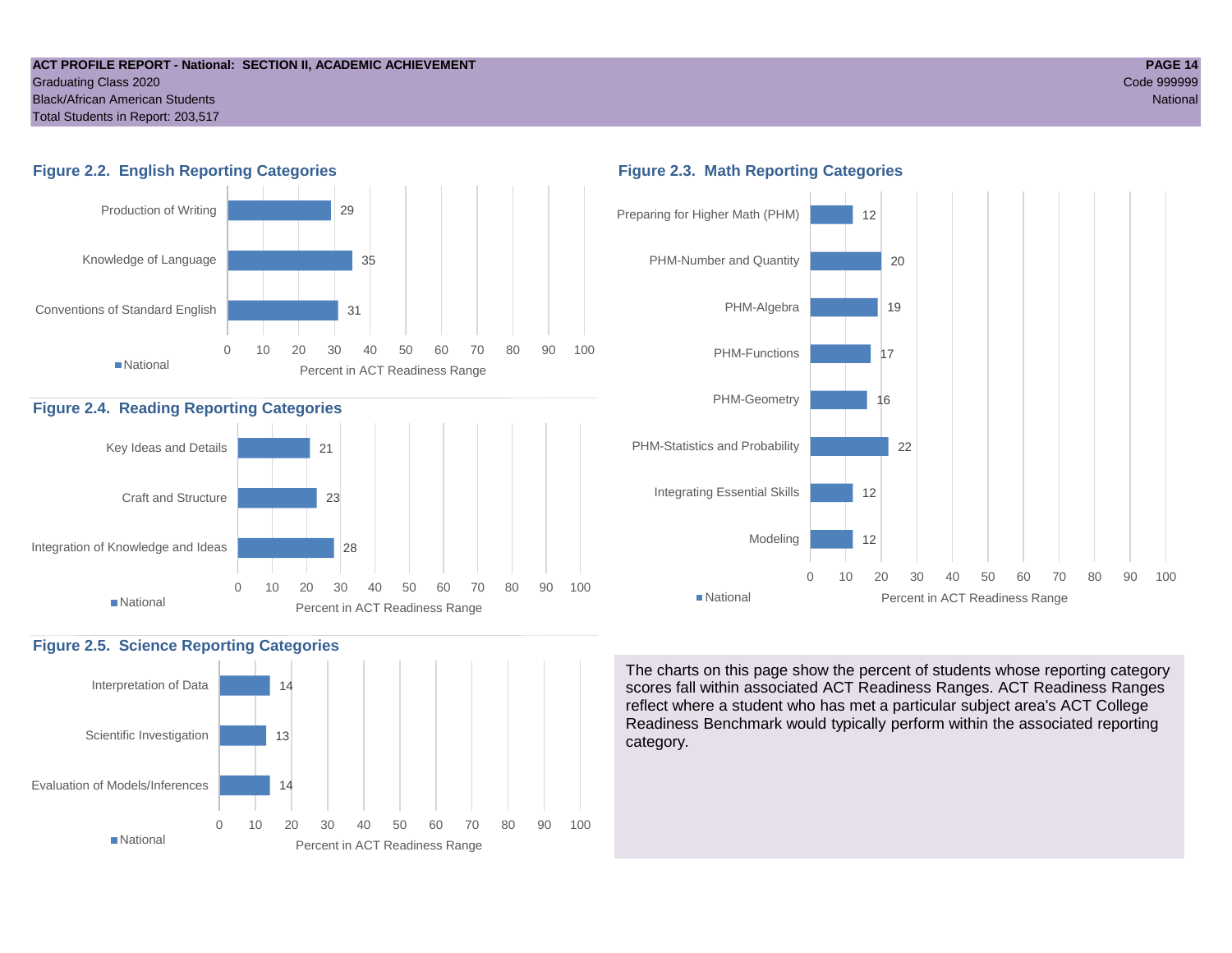ACT PROFILE REPORT - National: SECTION II, ACADEMIC ACHIEVEMENT
Graduating Class 2020
Black/African American Students
Total Students in Report: 203,517

Code 999999
National

### Figure 2.2. English Reporting Categories

| Category | National (Percent in ACT Readiness Range) |
|---|---|
| Production of Writing | 29 |
| Knowledge of Language | 35 |
| Conventions of Standard English | 31 |

### Figure 2.3. Math Reporting Categories

| Category | National (Percent in ACT Readiness Range) |
|---|---|
| Preparing for Higher Math (PHM) | 12 |
| PHM-Number and Quantity | 20 |
| PHM-Algebra | 19 |
| PHM-Functions | 17 |
| PHM-Geometry | 16 |
| PHM-Statistics and Probability | 22 |
| Integrating Essential Skills | 12 |
| Modeling | 12 |

### Figure 2.4. Reading Reporting Categories

| Category | National (Percent in ACT Readiness Range) |
|---|---|
| Key Ideas and Details | 21 |
| Craft and Structure | 23 |
| Integration of Knowledge and Ideas | 28 |

### Figure 2.5. Science Reporting Categories

| Category | National (Percent in ACT Readiness Range) |
|---|---|
| Interpretation of Data | 14 |
| Scientific Investigation | 13 |
| Evaluation of Models/Inferences | 14 |

The charts on this page show the percent of students whose reporting category scores fall within associated ACT Readiness Ranges. ACT Readiness Ranges reflect where a student who has met a particular subject area's ACT College Readiness Benchmark would typically perform within the associated reporting category.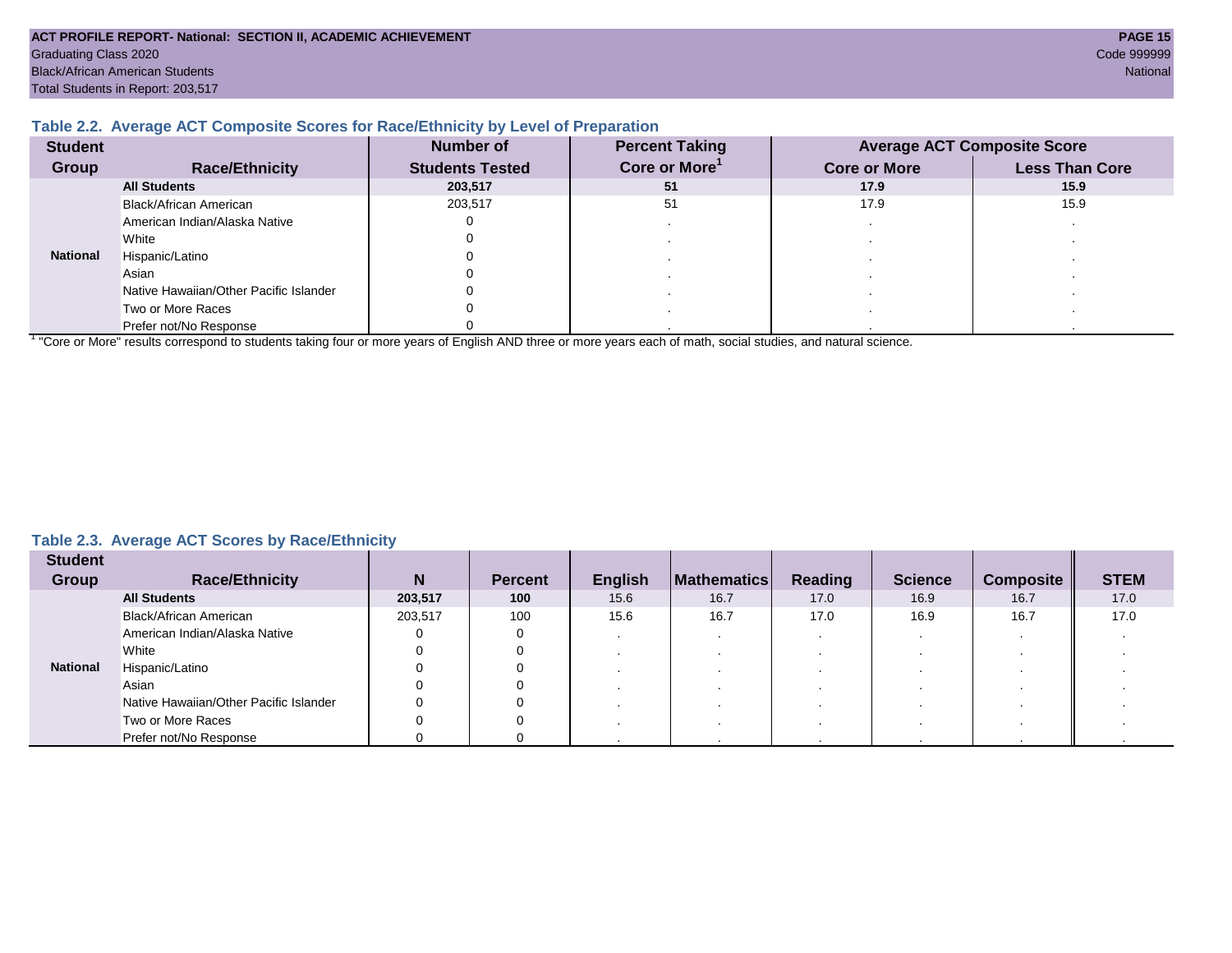ACT PROFILE REPORT- National: SECTION II, ACADEMIC ACHIEVEMENT

Graduating Class 2020

Black/African American Students

Total Students in Report: 203,517

Code 999999

National

### Table 2.2. Average ACT Composite Scores for Race/Ethnicity by Level of Preparation

| Student Group | Race/Ethnicity | Number of Students Tested | Percent Taking Core or More[1] | Average ACT Composite Score | |
|---|---|---|---|---|---|
| | | | | Core or More | Less Than Core |
| National | **All Students** | **203,517** | **51** | **17.9** | **15.9** |
| | Black/African American | 203,517 | 51 | 17.9 | 15.9 |
| | American Indian/Alaska Native | 0 | . | . | . |
| | White | 0 | . | . | . |
| | Hispanic/Latino | 0 | . | . | . |
| | Asian | 0 | . | . | . |
| | Native Hawaiian/Other Pacific Islander | 0 | . | . | . |
| | Two or More Races | 0 | . | . | . |
| | Prefer not/No Response | 0 | . | . | . |

[1] "Core or More" results correspond to students taking four or more years of English AND three or more years each of math, social studies, and natural science.

### Table 2.3. Average ACT Scores by Race/Ethnicity

| Student Group | Race/Ethnicity | N | Percent | English | Mathematics | Reading | Science | Composite | STEM |
|---|---|---|---|---|---|---|---|---|---|
| National | **All Students** | **203,517** | **100** | 15.6 | 16.7 | 17.0 | 16.9 | 16.7 | 17.0 |
| | Black/African American | 203,517 | 100 | 15.6 | 16.7 | 17.0 | 16.9 | 16.7 | 17.0 |
| | American Indian/Alaska Native | 0 | 0 | . | . | . | . | . | . |
| | White | 0 | 0 | . | . | . | . | . | . |
| | Hispanic/Latino | 0 | 0 | . | . | . | . | . | . |
| | Asian | 0 | 0 | . | . | . | . | . | . |
| | Native Hawaiian/Other Pacific Islander | 0 | 0 | . | . | . | . | . | . |
| | Two or More Races | 0 | 0 | . | . | . | . | . | . |
| | Prefer not/No Response | 0 | 0 | . | . | . | . | . | . |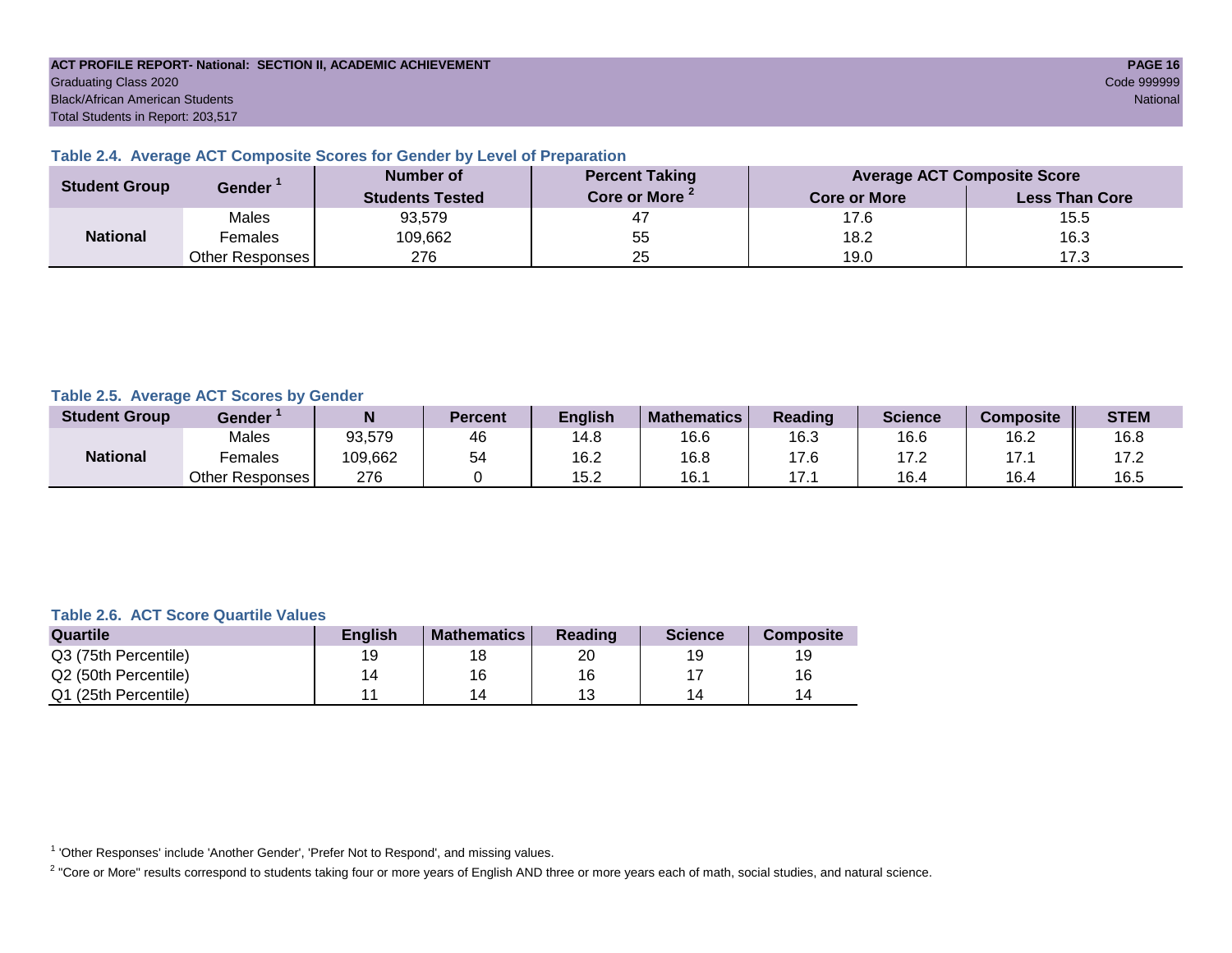ACT PROFILE REPORT- National: SECTION II, ACADEMIC ACHIEVEMENT

Graduating Class 2020

Black/African American Students

Total Students in Report: 203,517

Code 999999

National

### Table 2.4. Average ACT Composite Scores for Gender by Level of Preparation

| Student Group | Gender [1] | Number of Students Tested | Percent Taking Core or More [2] | Average ACT Composite Score | |
|---|---|---|---|---|---|
| | | | | Core or More | Less Than Core |
| National | Males | 93,579 | 47 | 17.6 | 15.5 |
| | Females | 109,662 | 55 | 18.2 | 16.3 |
| | Other Responses | 276 | 25 | 19.0 | 17.3 |

### Table 2.5. Average ACT Scores by Gender

| Student Group | Gender [1] | N | Percent | English | Mathematics | Reading | Science | Composite | STEM |
|---|---|---|---|---|---|---|---|---|---|
| National | Males | 93,579 | 46 | 14.8 | 16.6 | 16.3 | 16.6 | 16.2 | 16.8 |
| | Females | 109,662 | 54 | 16.2 | 16.8 | 17.6 | 17.2 | 17.1 | 17.2 |
| | Other Responses | 276 | 0 | 15.2 | 16.1 | 17.1 | 16.4 | 16.4 | 16.5 |

### Table 2.6. ACT Score Quartile Values

| Quartile | English | Mathematics | Reading | Science | Composite |
|---|---|---|---|---|---|
| Q3 (75th Percentile) | 19 | 18 | 20 | 19 | 19 |
| Q2 (50th Percentile) | 14 | 16 | 16 | 17 | 16 |
| Q1 (25th Percentile) | 11 | 14 | 13 | 14 | 14 |

[1] 'Other Responses' include 'Another Gender', 'Prefer Not to Respond', and missing values.

[2] "Core or More" results correspond to students taking four or more years of English AND three or more years each of math, social studies, and natural science.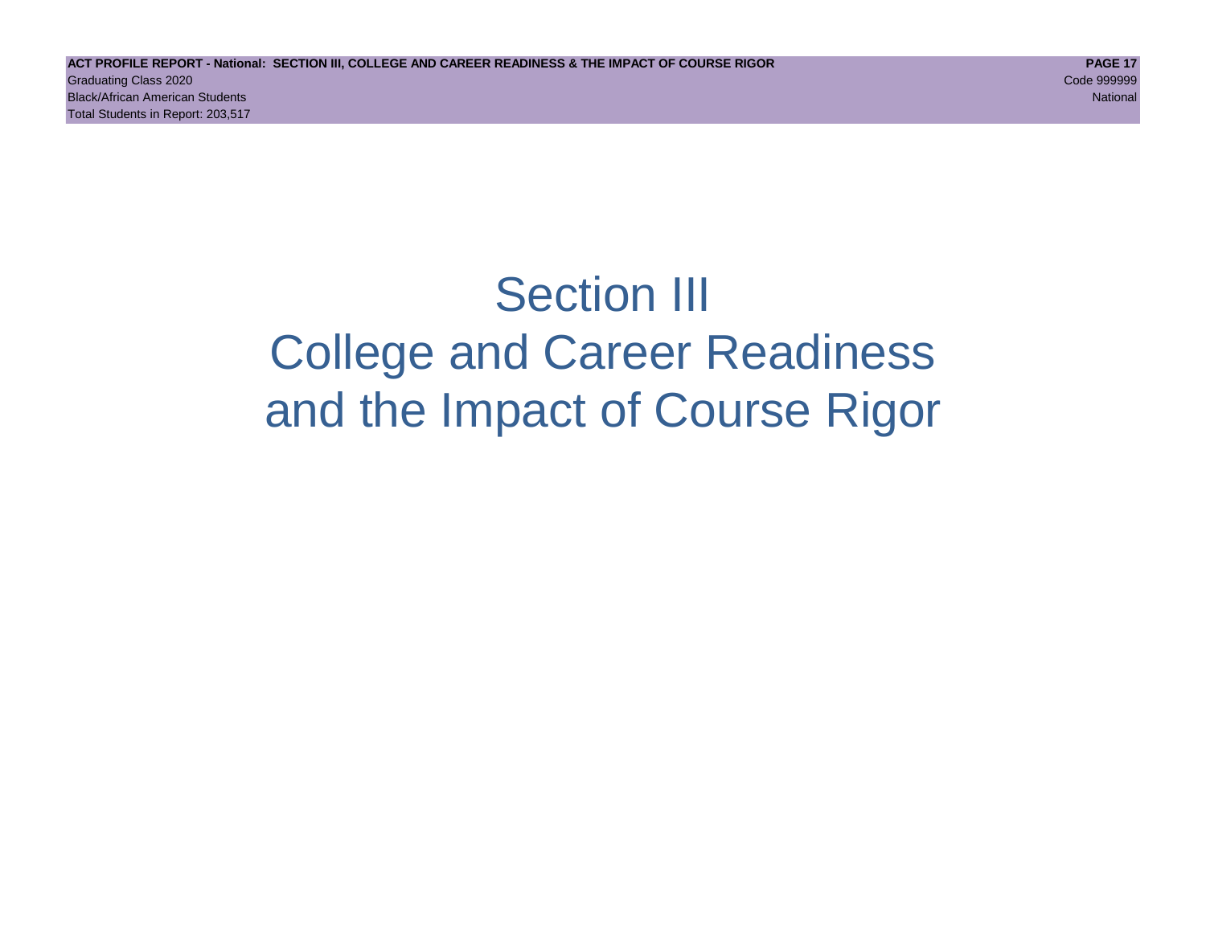# Section III
# College and Career Readiness
# and the Impact of Course Rigor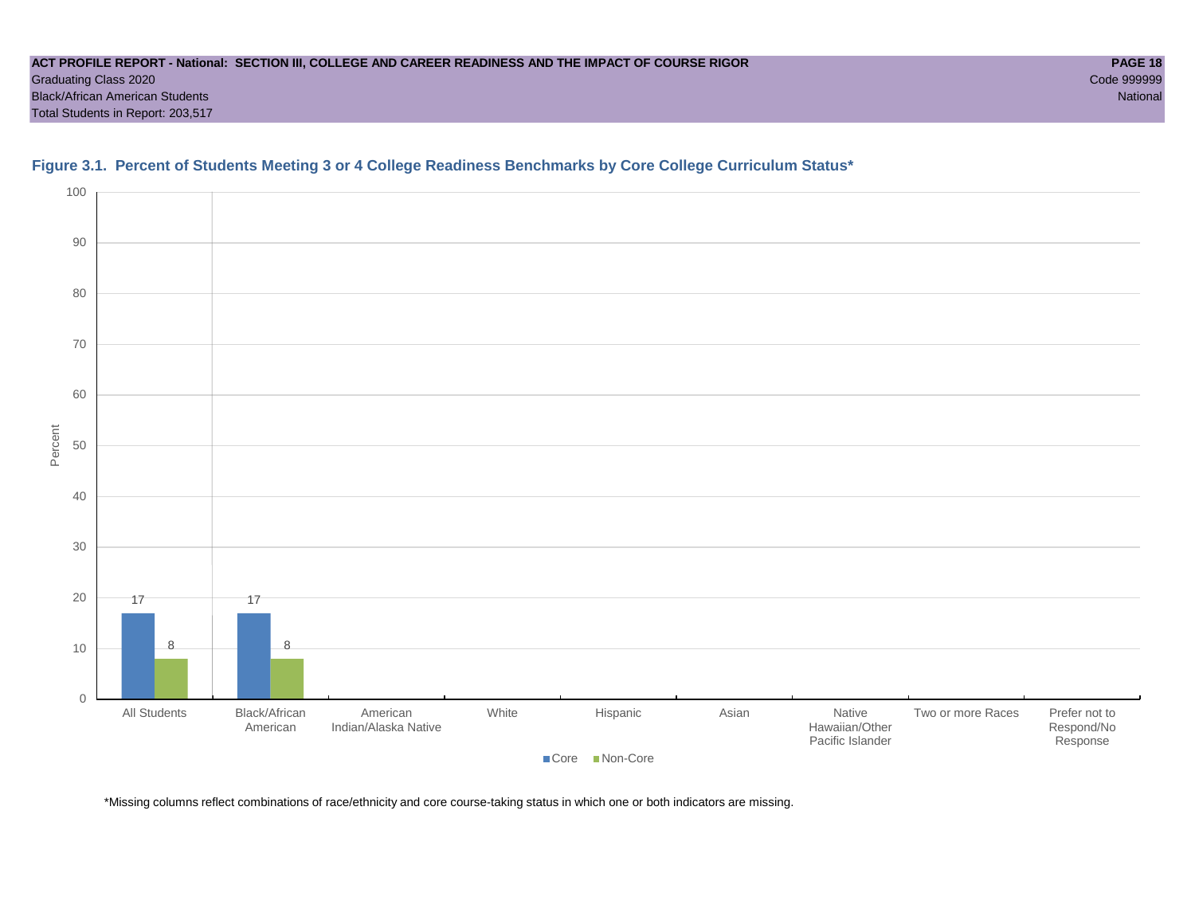ACT PROFILE REPORT - National: SECTION III, COLLEGE AND CAREER READINESS AND THE IMPACT OF COURSE RIGOR
Graduating Class 2020
Black/African American Students
Total Students in Report: 203,517

Code 999999
National

**Figure 3.1. Percent of Students Meeting 3 or 4 College Readiness Benchmarks by Core College Curriculum Status***

| Group | Core | Non-Core |
|---|---|---|
| All Students | 17 | 8 |
| Black/African American | 17 | 8 |
| American Indian/Alaska Native | | |
| White | | |
| Hispanic | | |
| Asian | | |
| Native Hawaiian/Other Pacific Islander | | |
| Two or more Races | | |
| Prefer not to Respond/No Response | | |

*Missing columns reflect combinations of race/ethnicity and core course-taking status in which one or both indicators are missing.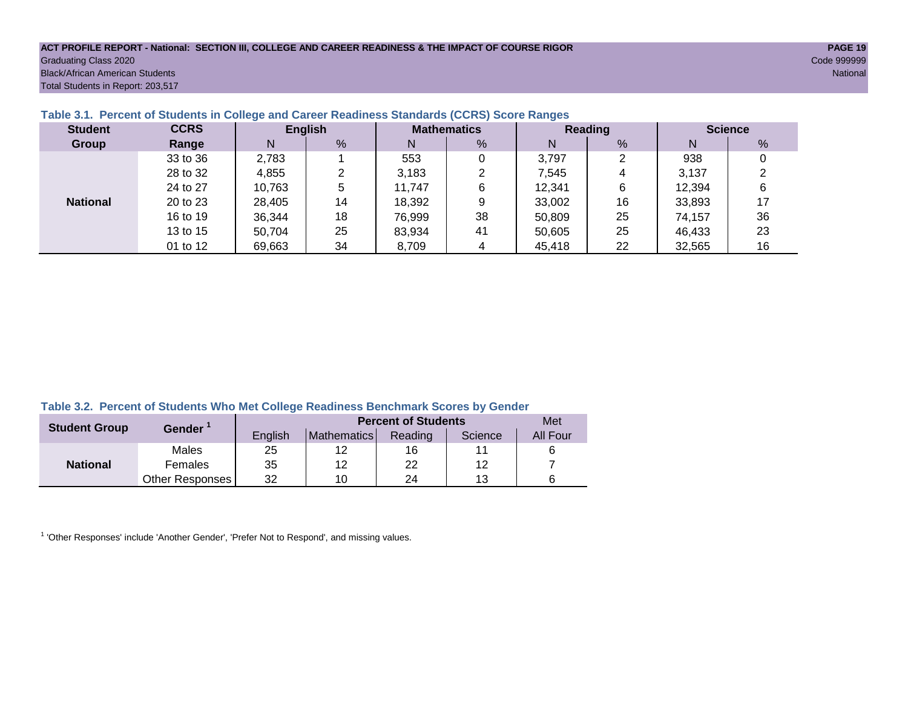ACT PROFILE REPORT - National: SECTION III, COLLEGE AND CAREER READINESS & THE IMPACT OF COURSE RIGOR

Graduating Class 2020

Black/African American Students

Total Students in Report: 203,517

Code 999999

National

### Table 3.1. Percent of Students in College and Career Readiness Standards (CCRS) Score Ranges

| Student Group | CCRS Range | English | | Mathematics | | Reading | | Science | |
|---|---|---|---|---|---|---|---|---|---|
| | | N | % | N | % | N | % | N | % |
| National | 33 to 36 | 2,783 | 1 | 553 | 0 | 3,797 | 2 | 938 | 0 |
| | 28 to 32 | 4,855 | 2 | 3,183 | 2 | 7,545 | 4 | 3,137 | 2 |
| | 24 to 27 | 10,763 | 5 | 11,747 | 6 | 12,341 | 6 | 12,394 | 6 |
| | 20 to 23 | 28,405 | 14 | 18,392 | 9 | 33,002 | 16 | 33,893 | 17 |
| | 16 to 19 | 36,344 | 18 | 76,999 | 38 | 50,809 | 25 | 74,157 | 36 |
| | 13 to 15 | 50,704 | 25 | 83,934 | 41 | 50,605 | 25 | 46,433 | 23 |
| | 01 to 12 | 69,663 | 34 | 8,709 | 4 | 45,418 | 22 | 32,565 | 16 |

### Table 3.2. Percent of Students Who Met College Readiness Benchmark Scores by Gender

| Student Group | Gender [1] | Percent of Students | | | | Met |
|---|---|---|---|---|---|---|
| | | English | Mathematics | Reading | Science | All Four |
| National | Males | 25 | 12 | 16 | 11 | 6 |
| | Females | 35 | 12 | 22 | 12 | 7 |
| | Other Responses | 32 | 10 | 24 | 13 | 6 |

[1] 'Other Responses' include 'Another Gender', 'Prefer Not to Respond', and missing values.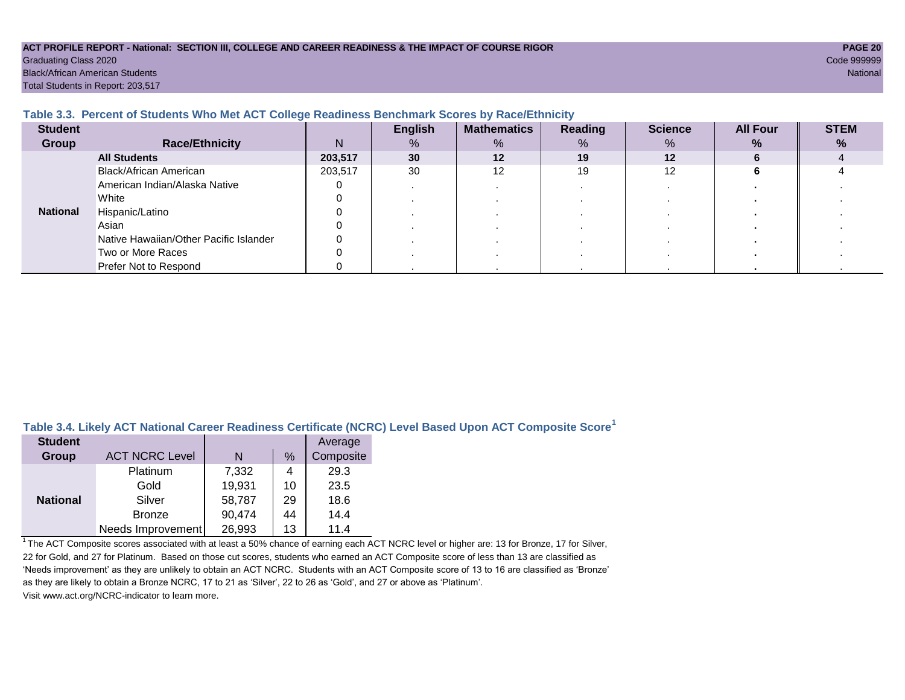ACT PROFILE REPORT - National: SECTION III, COLLEGE AND CAREER READINESS & THE IMPACT OF COURSE RIGOR

Graduating Class 2020

Black/African American Students

Total Students in Report: 203,517

Code 999999

National

### Table 3.3. Percent of Students Who Met ACT College Readiness Benchmark Scores by Race/Ethnicity

| Student Group | Race/Ethnicity | N | English % | Mathematics % | Reading % | Science % | All Four % | STEM % |
|---|---|---|---|---|---|---|---|---|
| National | **All Students** | **203,517** | **30** | **12** | **19** | **12** | **6** | 4 |
| | Black/African American | 203,517 | 30 | 12 | 19 | 12 | **6** | 4 |
| | American Indian/Alaska Native | 0 | . | . | . | . | **.** | . |
| | White | 0 | . | . | . | . | **.** | . |
| | Hispanic/Latino | 0 | . | . | . | . | **.** | . |
| | Asian | 0 | . | . | . | . | **.** | . |
| | Native Hawaiian/Other Pacific Islander | 0 | . | . | . | . | **.** | . |
| | Two or More Races | 0 | . | . | . | . | **.** | . |
| | Prefer Not to Respond | 0 | . | . | . | . | **.** | . |

### Table 3.4. Likely ACT National Career Readiness Certificate (NCRC) Level Based Upon ACT Composite Score[1]

| Student Group | ACT NCRC Level | N | % | Average Composite |
|---|---|---|---|---|
| National | Platinum | 7,332 | 4 | 29.3 |
| | Gold | 19,931 | 10 | 23.5 |
| | Silver | 58,787 | 29 | 18.6 |
| | Bronze | 90,474 | 44 | 14.4 |
| | Needs Improvement | 26,993 | 13 | 11.4 |

[1] The ACT Composite scores associated with at least a 50% chance of earning each ACT NCRC level or higher are: 13 for Bronze, 17 for Silver, 22 for Gold, and 27 for Platinum. Based on those cut scores, students who earned an ACT Composite score of less than 13 are classified as 'Needs improvement' as they are unlikely to obtain an ACT NCRC. Students with an ACT Composite score of 13 to 16 are classified as 'Bronze' as they are likely to obtain a Bronze NCRC, 17 to 21 as 'Silver', 22 to 26 as 'Gold', and 27 or above as 'Platinum'. Visit www.act.org/NCRC-indicator to learn more.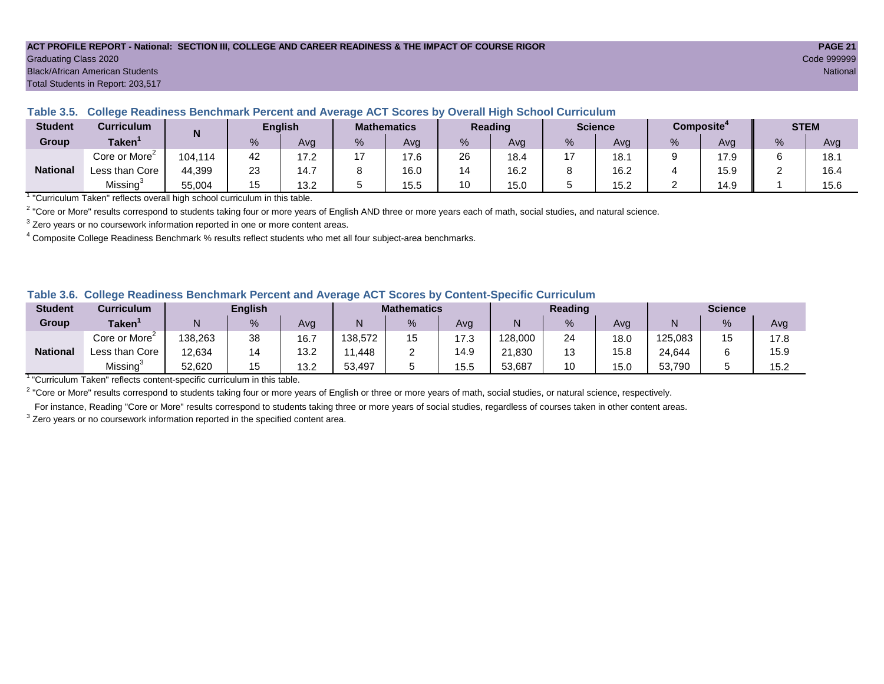**ACT PROFILE REPORT - National: SECTION III, COLLEGE AND CAREER READINESS & THE IMPACT OF COURSE RIGOR**

Graduating Class 2020

Black/African American Students

Total Students in Report: 203,517

Code 999999

National

### Table 3.5. College Readiness Benchmark Percent and Average ACT Scores by Overall High School Curriculum

| Student Group | Curriculum Taken[1] | N | English | | Mathematics | | Reading | | Science | | Composite[4] | | STEM | |
|---|---|---|---|---|---|---|---|---|---|---|---|---|---|---|
| | | | % | Avg | % | Avg | % | Avg | % | Avg | % | Avg | % | Avg |
| National | Core or More[2] | 104,114 | 42 | 17.2 | 17 | 17.6 | 26 | 18.4 | 17 | 18.1 | 9 | 17.9 | 6 | 18.1 |
| | Less than Core | 44,399 | 23 | 14.7 | 8 | 16.0 | 14 | 16.2 | 8 | 16.2 | 4 | 15.9 | 2 | 16.4 |
| | Missing[3] | 55,004 | 15 | 13.2 | 5 | 15.5 | 10 | 15.0 | 5 | 15.2 | 2 | 14.9 | 1 | 15.6 |

[1] "Curriculum Taken" reflects overall high school curriculum in this table.

[2] "Core or More" results correspond to students taking four or more years of English AND three or more years each of math, social studies, and natural science.

[3] Zero years or no coursework information reported in one or more content areas.

[4] Composite College Readiness Benchmark % results reflect students who met all four subject-area benchmarks.

### Table 3.6. College Readiness Benchmark Percent and Average ACT Scores by Content-Specific Curriculum

| Student Group | Curriculum Taken[1] | English | | | Mathematics | | | Reading | | | Science | | |
|---|---|---|---|---|---|---|---|---|---|---|---|---|---|
| | | N | % | Avg | N | % | Avg | N | % | Avg | N | % | Avg |
| National | Core or More[2] | 138,263 | 38 | 16.7 | 138,572 | 15 | 17.3 | 128,000 | 24 | 18.0 | 125,083 | 15 | 17.8 |
| | Less than Core | 12,634 | 14 | 13.2 | 11,448 | 2 | 14.9 | 21,830 | 13 | 15.8 | 24,644 | 6 | 15.9 |
| | Missing[3] | 52,620 | 15 | 13.2 | 53,497 | 5 | 15.5 | 53,687 | 10 | 15.0 | 53,790 | 5 | 15.2 |

[1] "Curriculum Taken" reflects content-specific curriculum in this table.

[2] "Core or More" results correspond to students taking four or more years of English or three or more years of math, social studies, or natural science, respectively.

For instance, Reading "Core or More" results correspond to students taking three or more years of social studies, regardless of courses taken in other content areas.

[3] Zero years or no coursework information reported in the specified content area.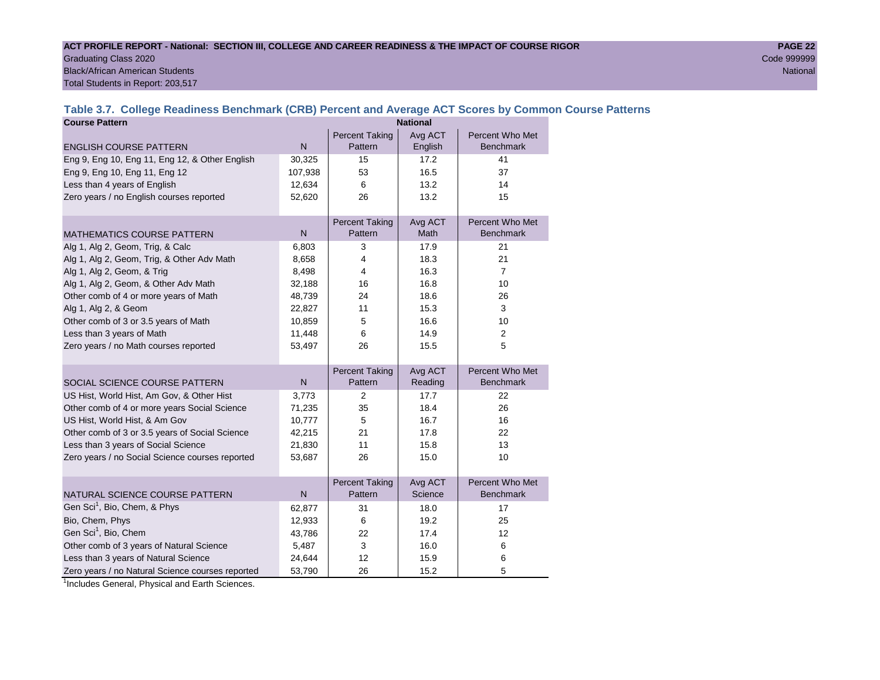**ACT PROFILE REPORT - National: SECTION III, COLLEGE AND CAREER READINESS & THE IMPACT OF COURSE RIGOR**
Graduating Class 2020
Black/African American Students
Total Students in Report: 203,517

Code 999999
National

## Table 3.7. College Readiness Benchmark (CRB) Percent and Average ACT Scores by Common Course Patterns

| Course Pattern | National | | | |
|---|---|---|---|---|
| ENGLISH COURSE PATTERN | N | Percent Taking Pattern | Avg ACT English | Percent Who Met Benchmark |
| Eng 9, Eng 10, Eng 11, Eng 12, & Other English | 30,325 | 15 | 17.2 | 41 |
| Eng 9, Eng 10, Eng 11, Eng 12 | 107,938 | 53 | 16.5 | 37 |
| Less than 4 years of English | 12,634 | 6 | 13.2 | 14 |
| Zero years / no English courses reported | 52,620 | 26 | 13.2 | 15 |
| MATHEMATICS COURSE PATTERN | N | Percent Taking Pattern | Avg ACT Math | Percent Who Met Benchmark |
| Alg 1, Alg 2, Geom, Trig, & Calc | 6,803 | 3 | 17.9 | 21 |
| Alg 1, Alg 2, Geom, Trig, & Other Adv Math | 8,658 | 4 | 18.3 | 21 |
| Alg 1, Alg 2, Geom, & Trig | 8,498 | 4 | 16.3 | 7 |
| Alg 1, Alg 2, Geom, & Other Adv Math | 32,188 | 16 | 16.8 | 10 |
| Other comb of 4 or more years of Math | 48,739 | 24 | 18.6 | 26 |
| Alg 1, Alg 2, & Geom | 22,827 | 11 | 15.3 | 3 |
| Other comb of 3 or 3.5 years of Math | 10,859 | 5 | 16.6 | 10 |
| Less than 3 years of Math | 11,448 | 6 | 14.9 | 2 |
| Zero years / no Math courses reported | 53,497 | 26 | 15.5 | 5 |
| SOCIAL SCIENCE COURSE PATTERN | N | Percent Taking Pattern | Avg ACT Reading | Percent Who Met Benchmark |
| US Hist, World Hist, Am Gov, & Other Hist | 3,773 | 2 | 17.7 | 22 |
| Other comb of 4 or more years Social Science | 71,235 | 35 | 18.4 | 26 |
| US Hist, World Hist, & Am Gov | 10,777 | 5 | 16.7 | 16 |
| Other comb of 3 or 3.5 years of Social Science | 42,215 | 21 | 17.8 | 22 |
| Less than 3 years of Social Science | 21,830 | 11 | 15.8 | 13 |
| Zero years / no Social Science courses reported | 53,687 | 26 | 15.0 | 10 |
| NATURAL SCIENCE COURSE PATTERN | N | Percent Taking Pattern | Avg ACT Science | Percent Who Met Benchmark |
| Gen Sci[1], Bio, Chem, & Phys | 62,877 | 31 | 18.0 | 17 |
| Bio, Chem, Phys | 12,933 | 6 | 19.2 | 25 |
| Gen Sci[1], Bio, Chem | 43,786 | 22 | 17.4 | 12 |
| Other comb of 3 years of Natural Science | 5,487 | 3 | 16.0 | 6 |
| Less than 3 years of Natural Science | 24,644 | 12 | 15.9 | 6 |
| Zero years / no Natural Science courses reported | 53,790 | 26 | 15.2 | 5 |

[1]Includes General, Physical and Earth Sciences.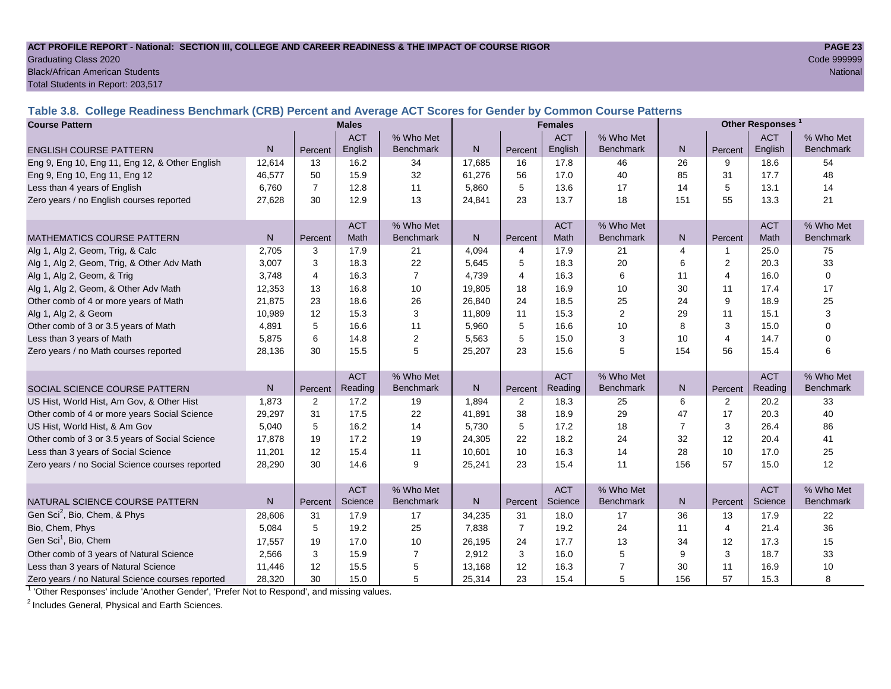**ACT PROFILE REPORT - National: SECTION III, COLLEGE AND CAREER READINESS & THE IMPACT OF COURSE RIGOR**
Graduating Class 2020
Black/African American Students
Total Students in Report: 203,517

Code 999999
National

### Table 3.8. College Readiness Benchmark (CRB) Percent and Average ACT Scores for Gender by Common Course Patterns

| Course Pattern | Males | | | | Females | | | | Other Responses [1] | | | |
|---|---|---|---|---|---|---|---|---|---|---|---|---|
| ENGLISH COURSE PATTERN | N | Percent | ACT English | % Who Met Benchmark | N | Percent | ACT English | % Who Met Benchmark | N | Percent | ACT English | % Who Met Benchmark |
| Eng 9, Eng 10, Eng 11, Eng 12, & Other English | 12,614 | 13 | 16.2 | 34 | 17,685 | 16 | 17.8 | 46 | 26 | 9 | 18.6 | 54 |
| Eng 9, Eng 10, Eng 11, Eng 12 | 46,577 | 50 | 15.9 | 32 | 61,276 | 56 | 17.0 | 40 | 85 | 31 | 17.7 | 48 |
| Less than 4 years of English | 6,760 | 7 | 12.8 | 11 | 5,860 | 5 | 13.6 | 17 | 14 | 5 | 13.1 | 14 |
| Zero years / no English courses reported | 27,628 | 30 | 12.9 | 13 | 24,841 | 23 | 13.7 | 18 | 151 | 55 | 13.3 | 21 |
| MATHEMATICS COURSE PATTERN | N | Percent | ACT Math | % Who Met Benchmark | N | Percent | ACT Math | % Who Met Benchmark | N | Percent | ACT Math | % Who Met Benchmark |
| Alg 1, Alg 2, Geom, Trig, & Calc | 2,705 | 3 | 17.9 | 21 | 4,094 | 4 | 17.9 | 21 | 4 | 1 | 25.0 | 75 |
| Alg 1, Alg 2, Geom, Trig, & Other Adv Math | 3,007 | 3 | 18.3 | 22 | 5,645 | 5 | 18.3 | 20 | 6 | 2 | 20.3 | 33 |
| Alg 1, Alg 2, Geom, & Trig | 3,748 | 4 | 16.3 | 7 | 4,739 | 4 | 16.3 | 6 | 11 | 4 | 16.0 | 0 |
| Alg 1, Alg 2, Geom, & Other Adv Math | 12,353 | 13 | 16.8 | 10 | 19,805 | 18 | 16.9 | 10 | 30 | 11 | 17.4 | 17 |
| Other comb of 4 or more years of Math | 21,875 | 23 | 18.6 | 26 | 26,840 | 24 | 18.5 | 25 | 24 | 9 | 18.9 | 25 |
| Alg 1, Alg 2, & Geom | 10,989 | 12 | 15.3 | 3 | 11,809 | 11 | 15.3 | 2 | 29 | 11 | 15.1 | 3 |
| Other comb of 3 or 3.5 years of Math | 4,891 | 5 | 16.6 | 11 | 5,960 | 5 | 16.6 | 10 | 8 | 3 | 15.0 | 0 |
| Less than 3 years of Math | 5,875 | 6 | 14.8 | 2 | 5,563 | 5 | 15.0 | 3 | 10 | 4 | 14.7 | 0 |
| Zero years / no Math courses reported | 28,136 | 30 | 15.5 | 5 | 25,207 | 23 | 15.6 | 5 | 154 | 56 | 15.4 | 6 |
| SOCIAL SCIENCE COURSE PATTERN | N | Percent | ACT Reading | % Who Met Benchmark | N | Percent | ACT Reading | % Who Met Benchmark | N | Percent | ACT Reading | % Who Met Benchmark |
| US Hist, World Hist, Am Gov, & Other Hist | 1,873 | 2 | 17.2 | 19 | 1,894 | 2 | 18.3 | 25 | 6 | 2 | 20.2 | 33 |
| Other comb of 4 or more years Social Science | 29,297 | 31 | 17.5 | 22 | 41,891 | 38 | 18.9 | 29 | 47 | 17 | 20.3 | 40 |
| US Hist, World Hist, & Am Gov | 5,040 | 5 | 16.2 | 14 | 5,730 | 5 | 17.2 | 18 | 7 | 3 | 26.4 | 86 |
| Other comb of 3 or 3.5 years of Social Science | 17,878 | 19 | 17.2 | 19 | 24,305 | 22 | 18.2 | 24 | 32 | 12 | 20.4 | 41 |
| Less than 3 years of Social Science | 11,201 | 12 | 15.4 | 11 | 10,601 | 10 | 16.3 | 14 | 28 | 10 | 17.0 | 25 |
| Zero years / no Social Science courses reported | 28,290 | 30 | 14.6 | 9 | 25,241 | 23 | 15.4 | 11 | 156 | 57 | 15.0 | 12 |
| NATURAL SCIENCE COURSE PATTERN | N | Percent | ACT Science | % Who Met Benchmark | N | Percent | ACT Science | % Who Met Benchmark | N | Percent | ACT Science | % Who Met Benchmark |
| Gen Sci[2], Bio, Chem, & Phys | 28,606 | 31 | 17.9 | 17 | 34,235 | 31 | 18.0 | 17 | 36 | 13 | 17.9 | 22 |
| Bio, Chem, Phys | 5,084 | 5 | 19.2 | 25 | 7,838 | 7 | 19.2 | 24 | 11 | 4 | 21.4 | 36 |
| Gen Sci[1], Bio, Chem | 17,557 | 19 | 17.0 | 10 | 26,195 | 24 | 17.7 | 13 | 34 | 12 | 17.3 | 15 |
| Other comb of 3 years of Natural Science | 2,566 | 3 | 15.9 | 7 | 2,912 | 3 | 16.0 | 5 | 9 | 3 | 18.7 | 33 |
| Less than 3 years of Natural Science | 11,446 | 12 | 15.5 | 5 | 13,168 | 12 | 16.3 | 7 | 30 | 11 | 16.9 | 10 |
| Zero years / no Natural Science courses reported | 28,320 | 30 | 15.0 | 5 | 25,314 | 23 | 15.4 | 5 | 156 | 57 | 15.3 | 8 |

[1] 'Other Responses' include 'Another Gender', 'Prefer Not to Respond', and missing values.

[2] Includes General, Physical and Earth Sciences.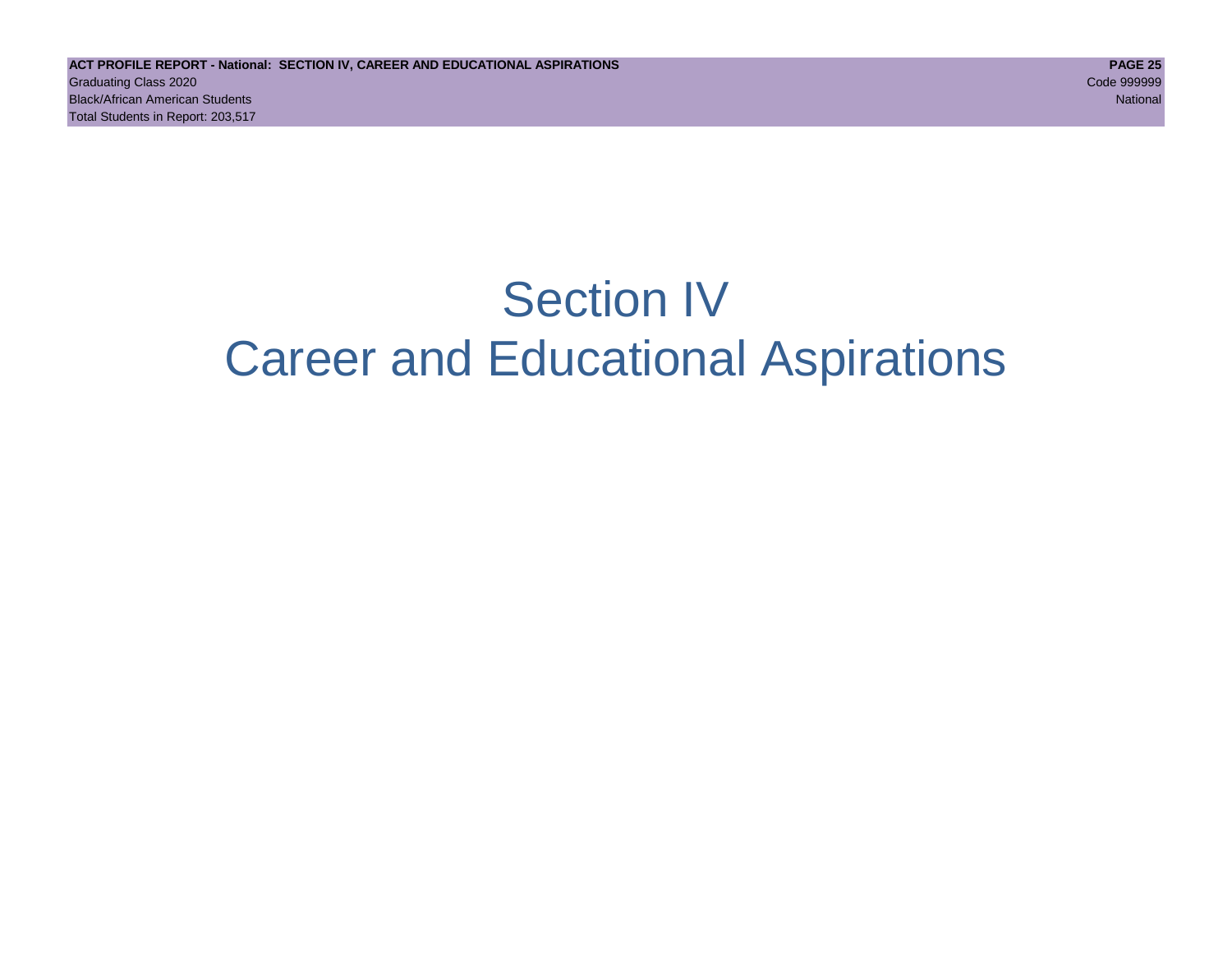# Section IV
# Career and Educational Aspirations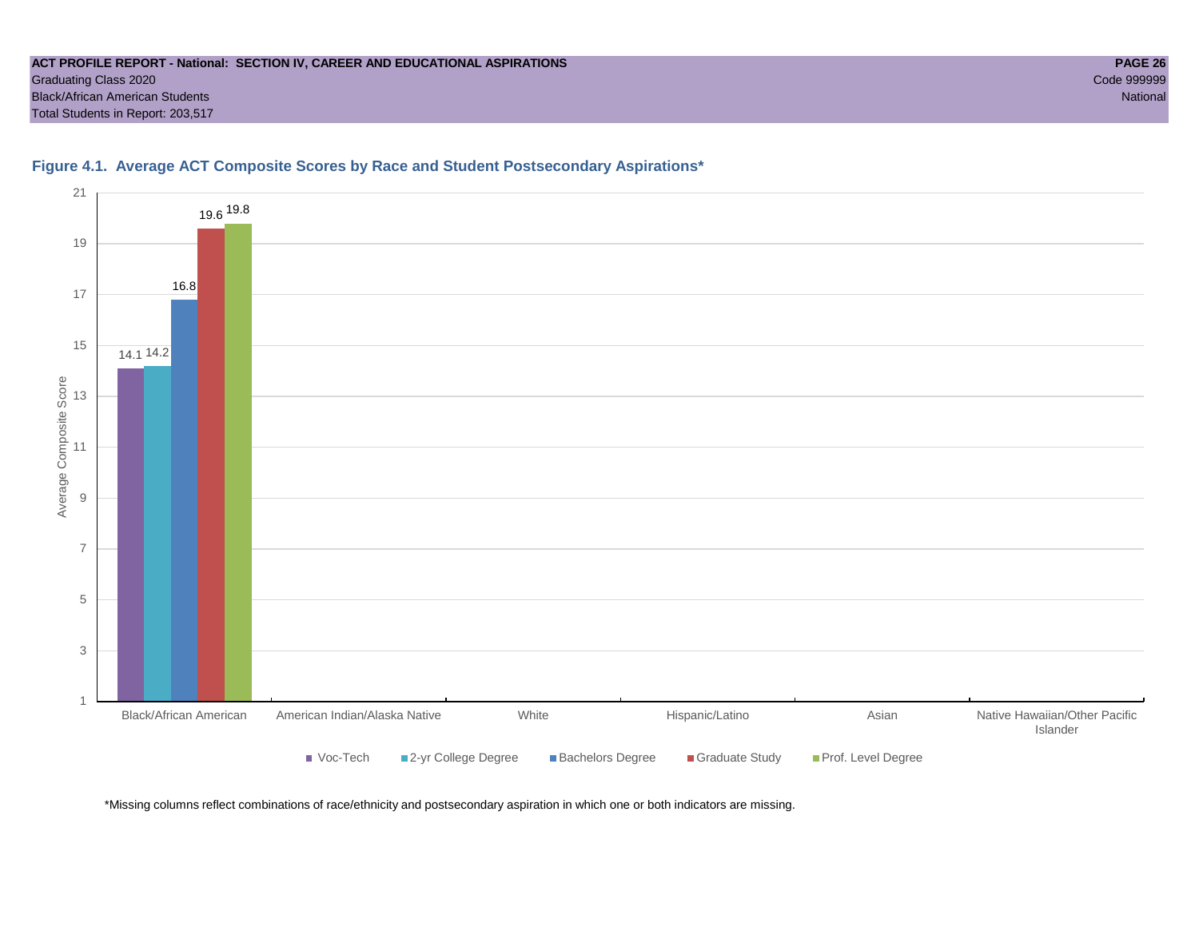ACT PROFILE REPORT - National: SECTION IV, CAREER AND EDUCATIONAL ASPIRATIONS

Graduating Class 2020

Black/African American Students

Total Students in Report: 203,517

Code 999999

National

### Figure 4.1. Average ACT Composite Scores by Race and Student Postsecondary Aspirations*

| Race/Ethnicity | Voc-Tech | 2-yr College Degree | Bachelors Degree | Graduate Study | Prof. Level Degree |
|---|---|---|---|---|---|
| Black/African American | 14.1 | 14.2 | 16.8 | 19.6 | 19.8 |
| American Indian/Alaska Native | | | | | |
| White | | | | | |
| Hispanic/Latino | | | | | |
| Asian | | | | | |
| Native Hawaiian/Other Pacific Islander | | | | | |

*Missing columns reflect combinations of race/ethnicity and postsecondary aspiration in which one or both indicators are missing.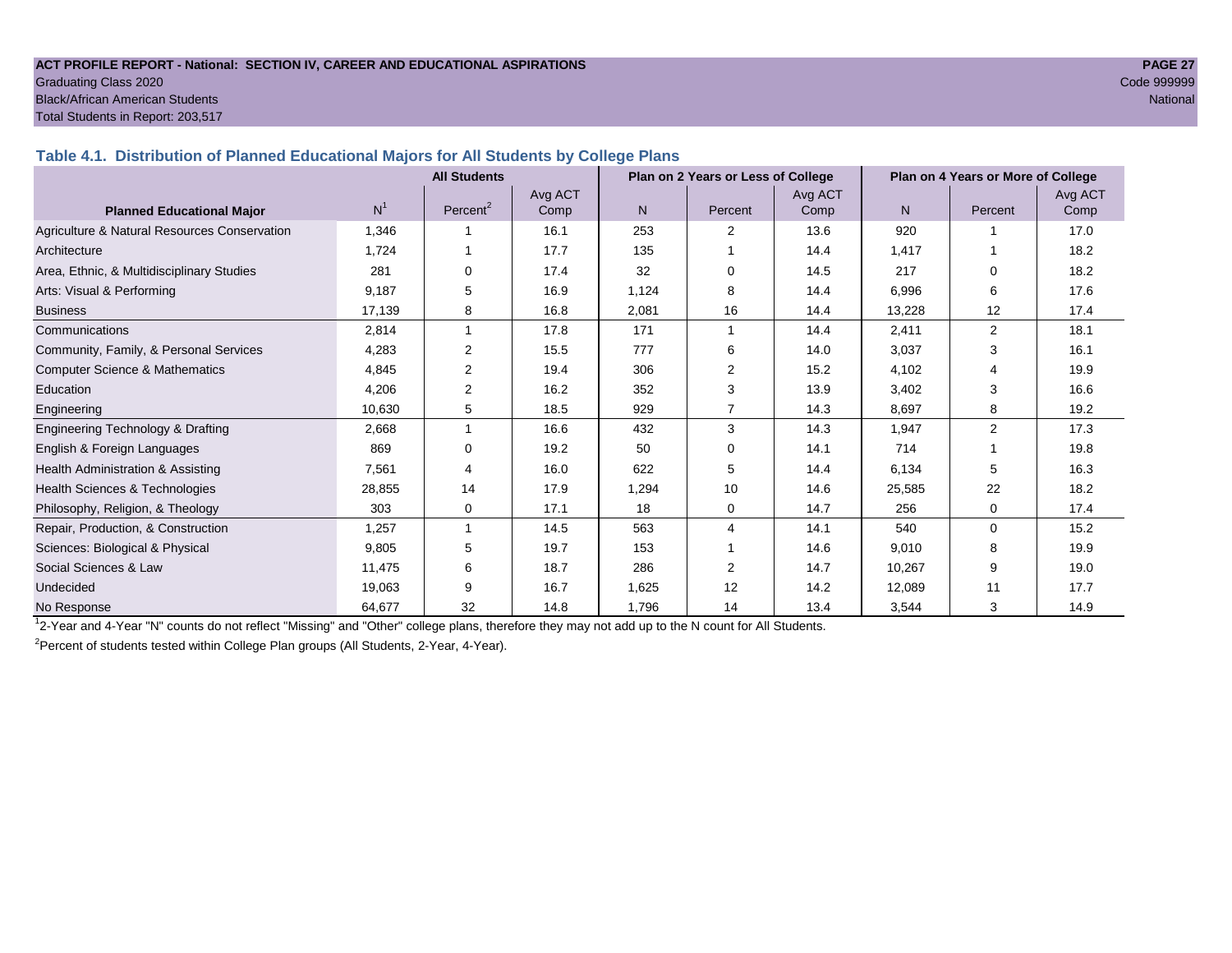**ACT PROFILE REPORT - National: SECTION IV, CAREER AND EDUCATIONAL ASPIRATIONS**
Graduating Class 2020
Black/African American Students
Total Students in Report: 203,517

Code 999999
National

### Table 4.1. Distribution of Planned Educational Majors for All Students by College Plans

| | All Students | | | Plan on 2 Years or Less of College | | | Plan on 4 Years or More of College | | |
|---|---|---|---|---|---|---|---|---|---|
| **Planned Educational Major** | N[1] | Percent[2] | Avg ACT Comp | N | Percent | Avg ACT Comp | N | Percent | Avg ACT Comp |
| Agriculture & Natural Resources Conservation | 1,346 | 1 | 16.1 | 253 | 2 | 13.6 | 920 | 1 | 17.0 |
| Architecture | 1,724 | 1 | 17.7 | 135 | 1 | 14.4 | 1,417 | 1 | 18.2 |
| Area, Ethnic, & Multidisciplinary Studies | 281 | 0 | 17.4 | 32 | 0 | 14.5 | 217 | 0 | 18.2 |
| Arts: Visual & Performing | 9,187 | 5 | 16.9 | 1,124 | 8 | 14.4 | 6,996 | 6 | 17.6 |
| Business | 17,139 | 8 | 16.8 | 2,081 | 16 | 14.4 | 13,228 | 12 | 17.4 |
| Communications | 2,814 | 1 | 17.8 | 171 | 1 | 14.4 | 2,411 | 2 | 18.1 |
| Community, Family, & Personal Services | 4,283 | 2 | 15.5 | 777 | 6 | 14.0 | 3,037 | 3 | 16.1 |
| Computer Science & Mathematics | 4,845 | 2 | 19.4 | 306 | 2 | 15.2 | 4,102 | 4 | 19.9 |
| Education | 4,206 | 2 | 16.2 | 352 | 3 | 13.9 | 3,402 | 3 | 16.6 |
| Engineering | 10,630 | 5 | 18.5 | 929 | 7 | 14.3 | 8,697 | 8 | 19.2 |
| Engineering Technology & Drafting | 2,668 | 1 | 16.6 | 432 | 3 | 14.3 | 1,947 | 2 | 17.3 |
| English & Foreign Languages | 869 | 0 | 19.2 | 50 | 0 | 14.1 | 714 | 1 | 19.8 |
| Health Administration & Assisting | 7,561 | 4 | 16.0 | 622 | 5 | 14.4 | 6,134 | 5 | 16.3 |
| Health Sciences & Technologies | 28,855 | 14 | 17.9 | 1,294 | 10 | 14.6 | 25,585 | 22 | 18.2 |
| Philosophy, Religion, & Theology | 303 | 0 | 17.1 | 18 | 0 | 14.7 | 256 | 0 | 17.4 |
| Repair, Production, & Construction | 1,257 | 1 | 14.5 | 563 | 4 | 14.1 | 540 | 0 | 15.2 |
| Sciences: Biological & Physical | 9,805 | 5 | 19.7 | 153 | 1 | 14.6 | 9,010 | 8 | 19.9 |
| Social Sciences & Law | 11,475 | 6 | 18.7 | 286 | 2 | 14.7 | 10,267 | 9 | 19.0 |
| Undecided | 19,063 | 9 | 16.7 | 1,625 | 12 | 14.2 | 12,089 | 11 | 17.7 |
| No Response | 64,677 | 32 | 14.8 | 1,796 | 14 | 13.4 | 3,544 | 3 | 14.9 |

[1]2-Year and 4-Year "N" counts do not reflect "Missing" and "Other" college plans, therefore they may not add up to the N count for All Students.

[2]Percent of students tested within College Plan groups (All Students, 2-Year, 4-Year).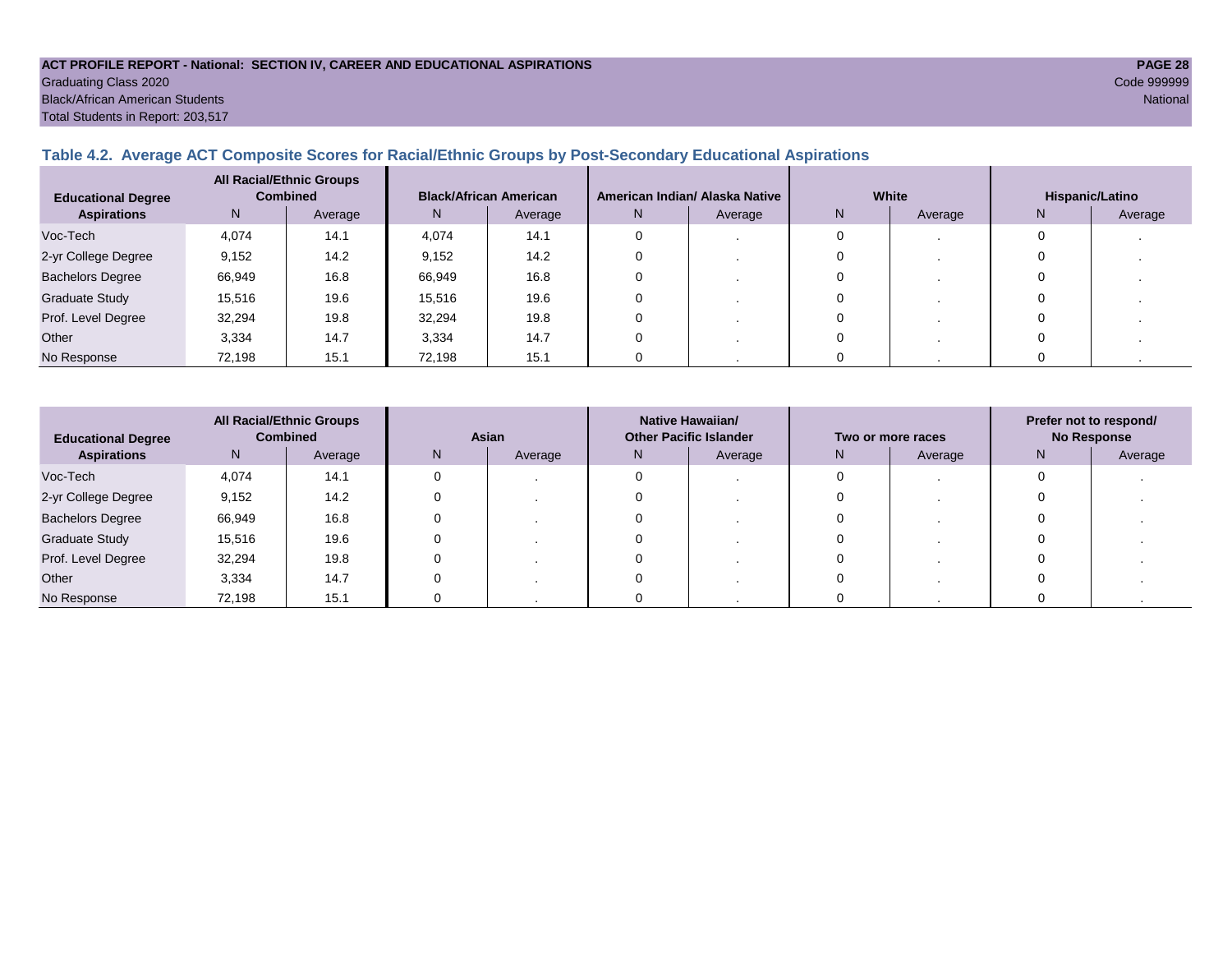ACT PROFILE REPORT - National: SECTION IV, CAREER AND EDUCATIONAL ASPIRATIONS
Graduating Class 2020
Black/African American Students
Total Students in Report: 203,517

Code 999999
National

### Table 4.2. Average ACT Composite Scores for Racial/Ethnic Groups by Post-Secondary Educational Aspirations

| Educational Degree Aspirations | All Racial/Ethnic Groups Combined | | Black/African American | | American Indian/ Alaska Native | | White | | Hispanic/Latino | |
|---|---|---|---|---|---|---|---|---|---|---|
| | N | Average | N | Average | N | Average | N | Average | N | Average |
| Voc-Tech | 4,074 | 14.1 | 4,074 | 14.1 | 0 | . | 0 | . | 0 | . |
| 2-yr College Degree | 9,152 | 14.2 | 9,152 | 14.2 | 0 | . | 0 | . | 0 | . |
| Bachelors Degree | 66,949 | 16.8 | 66,949 | 16.8 | 0 | . | 0 | . | 0 | . |
| Graduate Study | 15,516 | 19.6 | 15,516 | 19.6 | 0 | . | 0 | . | 0 | . |
| Prof. Level Degree | 32,294 | 19.8 | 32,294 | 19.8 | 0 | . | 0 | . | 0 | . |
| Other | 3,334 | 14.7 | 3,334 | 14.7 | 0 | . | 0 | . | 0 | . |
| No Response | 72,198 | 15.1 | 72,198 | 15.1 | 0 | . | 0 | . | 0 | . |

| Educational Degree Aspirations | All Racial/Ethnic Groups Combined | | Asian | | Native Hawaiian/ Other Pacific Islander | | Two or more races | | Prefer not to respond/ No Response | |
|---|---|---|---|---|---|---|---|---|---|---|
| | N | Average | N | Average | N | Average | N | Average | N | Average |
| Voc-Tech | 4,074 | 14.1 | 0 | . | 0 | . | 0 | . | 0 | . |
| 2-yr College Degree | 9,152 | 14.2 | 0 | . | 0 | . | 0 | . | 0 | . |
| Bachelors Degree | 66,949 | 16.8 | 0 | . | 0 | . | 0 | . | 0 | . |
| Graduate Study | 15,516 | 19.6 | 0 | . | 0 | . | 0 | . | 0 | . |
| Prof. Level Degree | 32,294 | 19.8 | 0 | . | 0 | . | 0 | . | 0 | . |
| Other | 3,334 | 14.7 | 0 | . | 0 | . | 0 | . | 0 | . |
| No Response | 72,198 | 15.1 | 0 | . | 0 | . | 0 | . | 0 | . |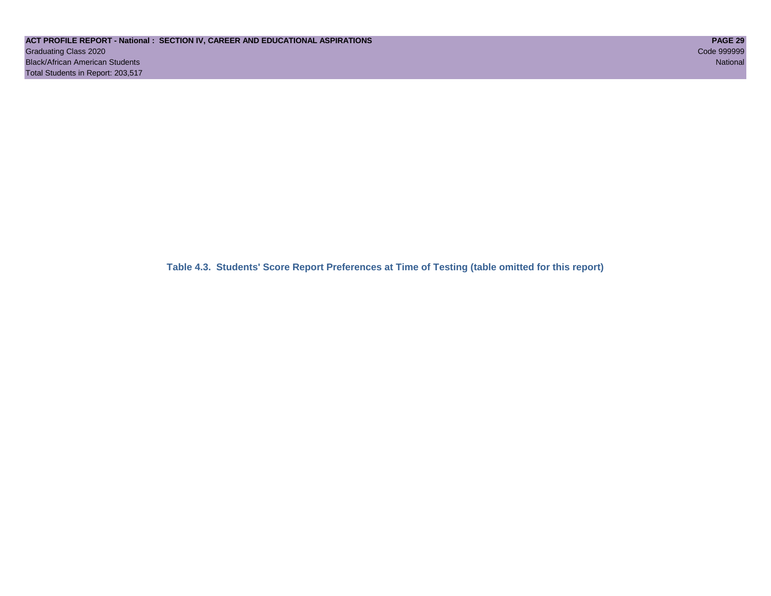**Table 4.3. Students' Score Report Preferences at Time of Testing (table omitted for this report)**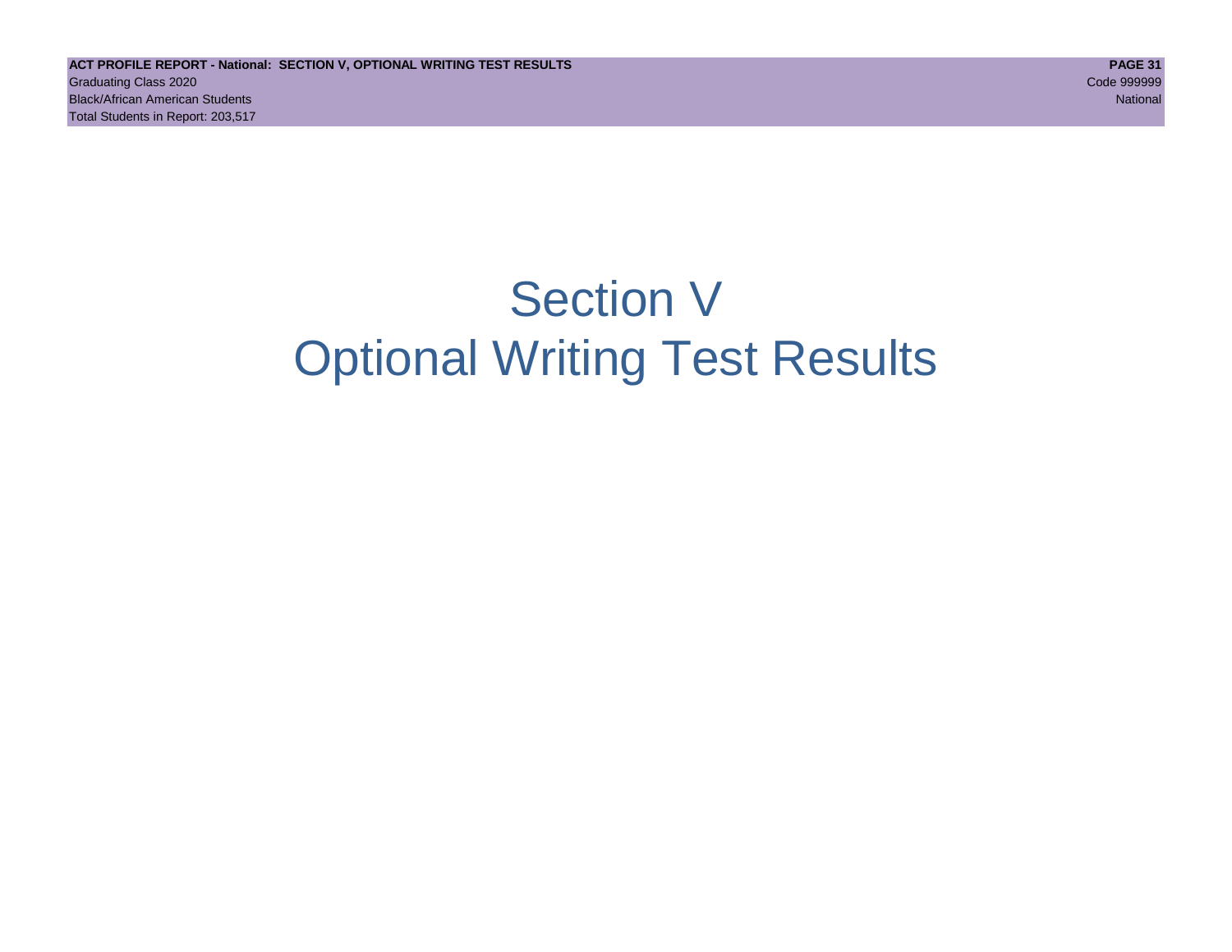# Section V
# Optional Writing Test Results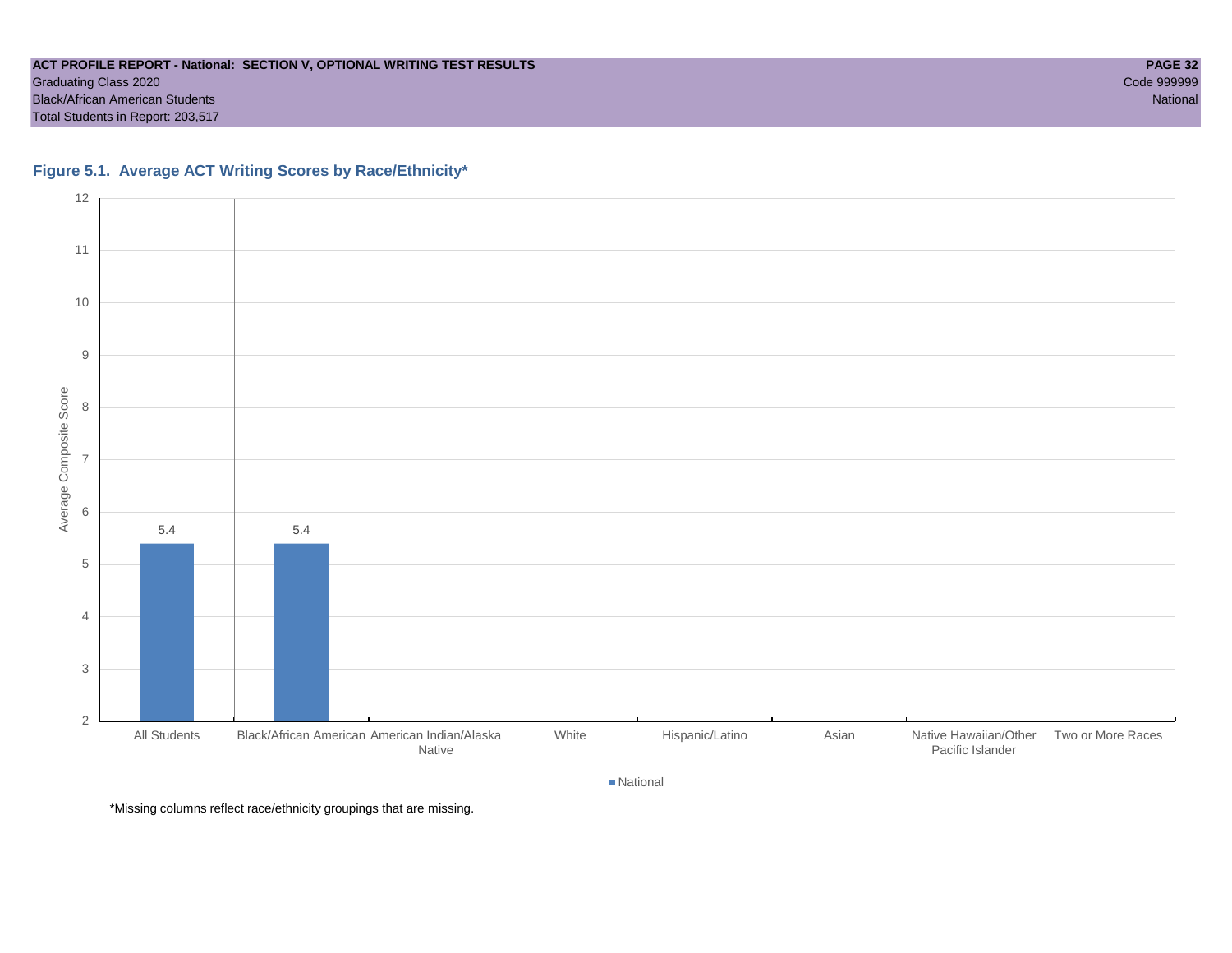ACT PROFILE REPORT - National: SECTION V, OPTIONAL WRITING TEST RESULTS
Graduating Class 2020
Black/African American Students
Total Students in Report: 203,517

Code 999999
National

### Figure 5.1. Average ACT Writing Scores by Race/Ethnicity*

| Race/Ethnicity | National (Average Composite Score) |
| --- | --- |
| All Students | 5.4 |
| Black/African American | 5.4 |
| American Indian/Alaska Native | |
| White | |
| Hispanic/Latino | |
| Asian | |
| Native Hawaiian/Other Pacific Islander | |
| Two or More Races | |

*Missing columns reflect race/ethnicity groupings that are missing.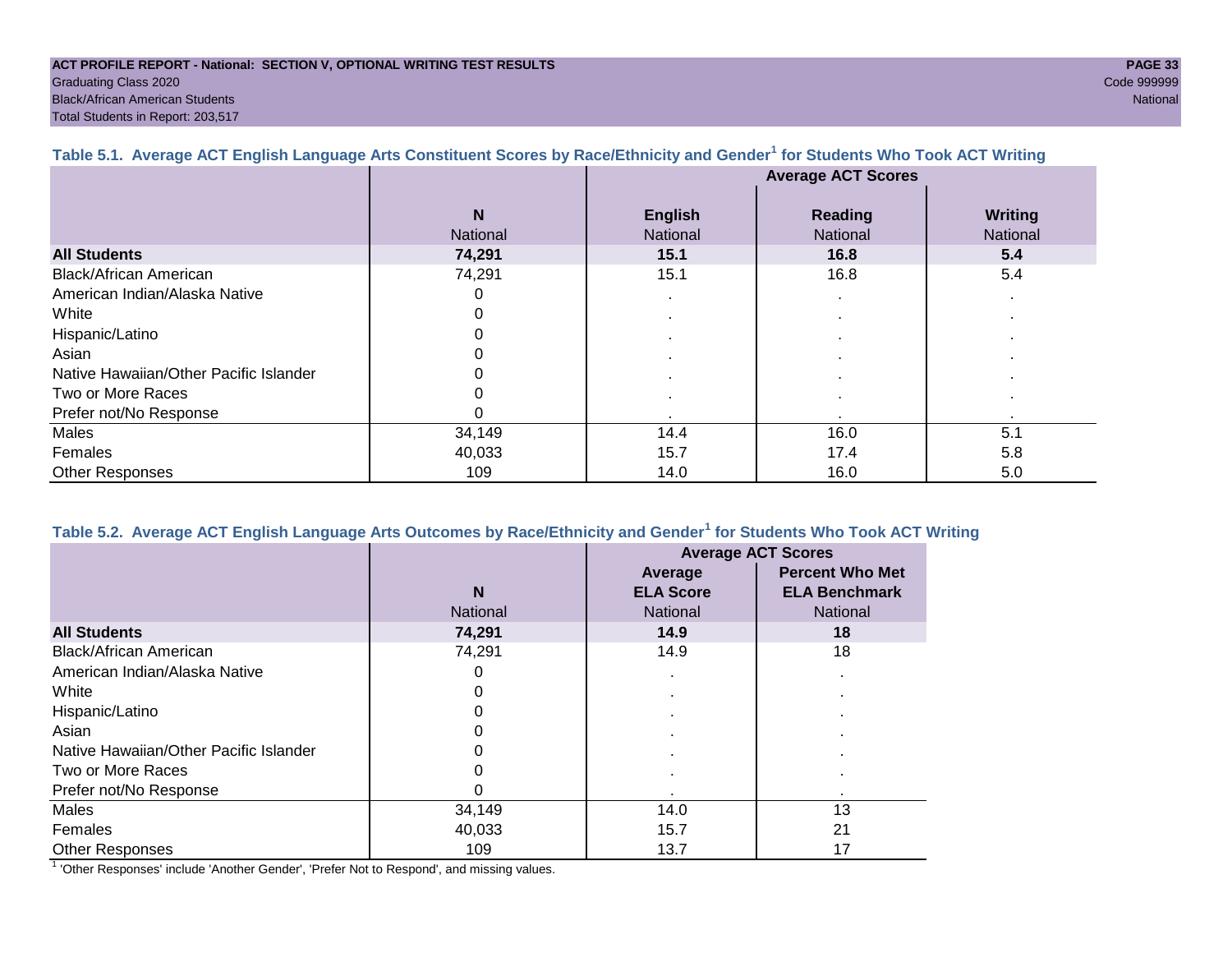**ACT PROFILE REPORT - National: SECTION V, OPTIONAL WRITING TEST RESULTS**
Graduating Class 2020
Black/African American Students
Total Students in Report: 203,517

Code 999999
National

### Table 5.1. Average ACT English Language Arts Constituent Scores by Race/Ethnicity and Gender[1] for Students Who Took ACT Writing

| | N | Average ACT Scores | | |
|---|---|---|---|---|
| | National | English National | Reading National | Writing National |
| **All Students** | **74,291** | **15.1** | **16.8** | **5.4** |
| Black/African American | 74,291 | 15.1 | 16.8 | 5.4 |
| American Indian/Alaska Native | 0 | . | . | . |
| White | 0 | . | . | . |
| Hispanic/Latino | 0 | . | . | . |
| Asian | 0 | . | . | . |
| Native Hawaiian/Other Pacific Islander | 0 | . | . | . |
| Two or More Races | 0 | . | . | . |
| Prefer not/No Response | 0 | . | . | . |
| Males | 34,149 | 14.4 | 16.0 | 5.1 |
| Females | 40,033 | 15.7 | 17.4 | 5.8 |
| Other Responses | 109 | 14.0 | 16.0 | 5.0 |

### Table 5.2. Average ACT English Language Arts Outcomes by Race/Ethnicity and Gender[1] for Students Who Took ACT Writing

| | N | Average ACT Scores | |
|---|---|---|---|
| | National | Average ELA Score National | Percent Who Met ELA Benchmark National |
| **All Students** | **74,291** | **14.9** | **18** |
| Black/African American | 74,291 | 14.9 | 18 |
| American Indian/Alaska Native | 0 | . | . |
| White | 0 | . | . |
| Hispanic/Latino | 0 | . | . |
| Asian | 0 | . | . |
| Native Hawaiian/Other Pacific Islander | 0 | . | . |
| Two or More Races | 0 | . | . |
| Prefer not/No Response | 0 | . | . |
| Males | 34,149 | 14.0 | 13 |
| Females | 40,033 | 15.7 | 21 |
| Other Responses | 109 | 13.7 | 17 |

[1] 'Other Responses' include 'Another Gender', 'Prefer Not to Respond', and missing values.